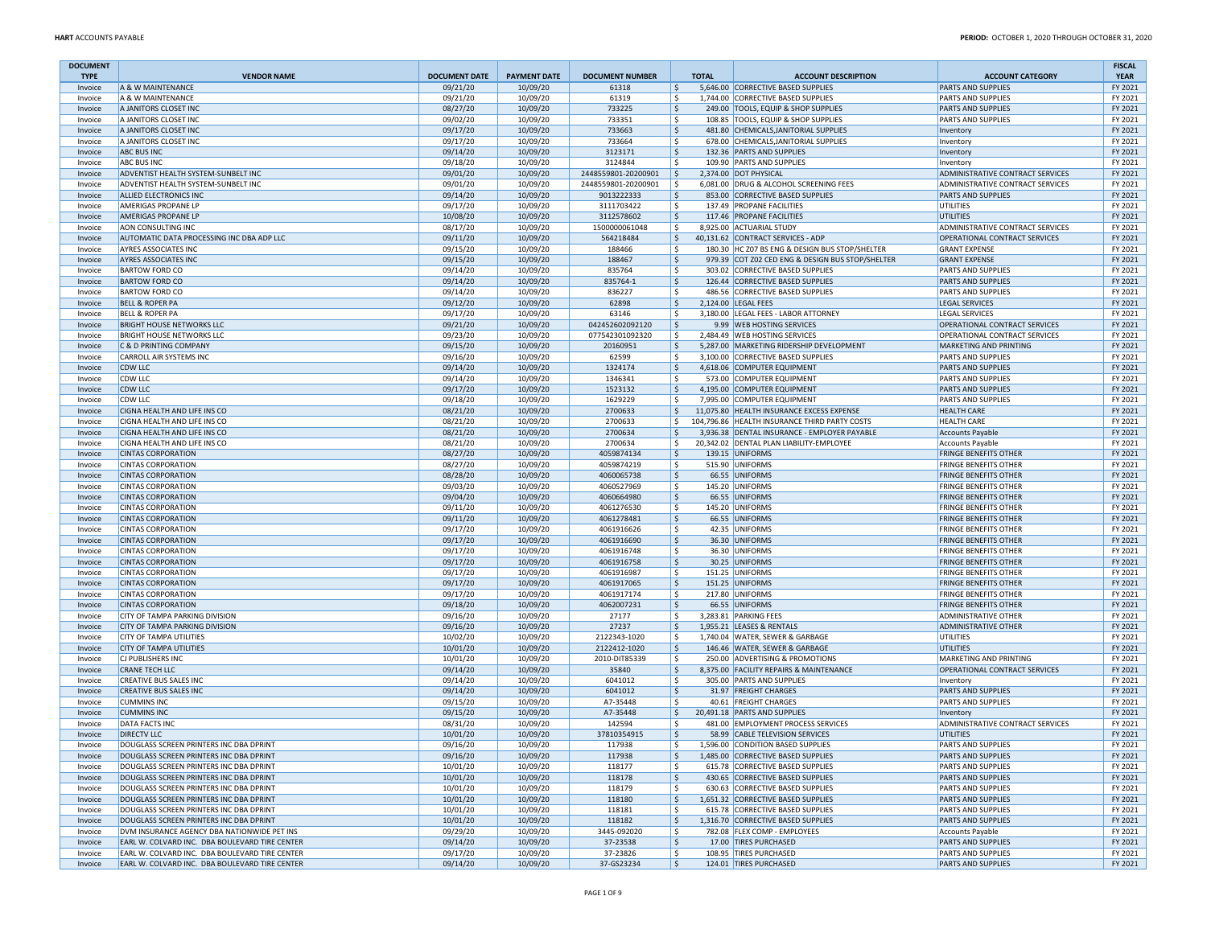**HART** ACCOUNTS PAYABLE

**PERIOD:** OCTOBER 1, 2020 THROUGH OCTOBER 31, 2020

| DOCUMENT TYPE | VENDOR NAME | DOCUMENT DATE | PAYMENT DATE | DOCUMENT NUMBER | TOTAL | ACCOUNT DESCRIPTION | ACCOUNT CATEGORY | FISCAL YEAR |
|---|---|---|---|---|---|---|---|---|
| Invoice | A & W MAINTENANCE | 09/21/20 | 10/09/20 | 61318 | $ 5,646.00 | CORRECTIVE BASED SUPPLIES | PARTS AND SUPPLIES | FY 2021 |
| Invoice | A & W MAINTENANCE | 09/21/20 | 10/09/20 | 61319 | $ 1,744.00 | CORRECTIVE BASED SUPPLIES | PARTS AND SUPPLIES | FY 2021 |
| Invoice | A JANITORS CLOSET INC | 08/27/20 | 10/09/20 | 733225 | $ 249.00 | TOOLS, EQUIP & SHOP SUPPLIES | PARTS AND SUPPLIES | FY 2021 |
| Invoice | A JANITORS CLOSET INC | 09/02/20 | 10/09/20 | 733351 | $ 108.85 | TOOLS, EQUIP & SHOP SUPPLIES | PARTS AND SUPPLIES | FY 2021 |
| Invoice | A JANITORS CLOSET INC | 09/17/20 | 10/09/20 | 733663 | $ 481.80 | CHEMICALS,JANITORIAL SUPPLIES | Inventory | FY 2021 |
| Invoice | A JANITORS CLOSET INC | 09/17/20 | 10/09/20 | 733664 | $ 678.00 | CHEMICALS,JANITORIAL SUPPLIES | Inventory | FY 2021 |
| Invoice | ABC BUS INC | 09/14/20 | 10/09/20 | 3123171 | $ 132.36 | PARTS AND SUPPLIES | Inventory | FY 2021 |
| Invoice | ABC BUS INC | 09/18/20 | 10/09/20 | 3124844 | $ 109.90 | PARTS AND SUPPLIES | Inventory | FY 2021 |
| Invoice | ADVENTIST HEALTH SYSTEM-SUNBELT INC | 09/01/20 | 10/09/20 | 2448559801-20200901 | $ 2,374.00 | DOT PHYSICAL | ADMINISTRATIVE CONTRACT SERVICES | FY 2021 |
| Invoice | ADVENTIST HEALTH SYSTEM-SUNBELT INC | 09/01/20 | 10/09/20 | 2448559801-20200901 | $ 6,081.00 | DRUG & ALCOHOL SCREENING FEES | ADMINISTRATIVE CONTRACT SERVICES | FY 2021 |
| Invoice | ALLIED ELECTRONICS INC | 09/14/20 | 10/09/20 | 9013222333 | $ 853.00 | CORRECTIVE BASED SUPPLIES | PARTS AND SUPPLIES | FY 2021 |
| Invoice | AMERIGAS PROPANE LP | 09/17/20 | 10/09/20 | 3111703422 | $ 137.49 | PROPANE FACILITIES | UTILITIES | FY 2021 |
| Invoice | AMERIGAS PROPANE LP | 10/08/20 | 10/09/20 | 3112578602 | $ 117.46 | PROPANE FACILITIES | UTILITIES | FY 2021 |
| Invoice | AON CONSULTING INC | 08/17/20 | 10/09/20 | 1500000061048 | $ 8,925.00 | ACTUARIAL STUDY | ADMINISTRATIVE CONTRACT SERVICES | FY 2021 |
| Invoice | AUTOMATIC DATA PROCESSING INC DBA ADP LLC | 09/11/20 | 10/09/20 | 564218484 | $ 40,131.62 | CONTRACT SERVICES - ADP | OPERATIONAL CONTRACT SERVICES | FY 2021 |
| Invoice | AYRES ASSOCIATES INC | 09/15/20 | 10/09/20 | 188466 | $ 180.30 | HC Z07 BS ENG & DESIGN BUS STOP/SHELTER | GRANT EXPENSE | FY 2021 |
| Invoice | AYRES ASSOCIATES INC | 09/15/20 | 10/09/20 | 188467 | $ 979.39 | COT Z02 CED ENG & DESIGN BUS STOP/SHELTER | GRANT EXPENSE | FY 2021 |
| Invoice | BARTOW FORD CO | 09/14/20 | 10/09/20 | 835764 | $ 303.02 | CORRECTIVE BASED SUPPLIES | PARTS AND SUPPLIES | FY 2021 |
| Invoice | BARTOW FORD CO | 09/14/20 | 10/09/20 | 835764-1 | $ 126.44 | CORRECTIVE BASED SUPPLIES | PARTS AND SUPPLIES | FY 2021 |
| Invoice | BARTOW FORD CO | 09/14/20 | 10/09/20 | 836227 | $ 486.56 | CORRECTIVE BASED SUPPLIES | PARTS AND SUPPLIES | FY 2021 |
| Invoice | BELL & ROPER PA | 09/12/20 | 10/09/20 | 62898 | $ 2,124.00 | LEGAL FEES | LEGAL SERVICES | FY 2021 |
| Invoice | BELL & ROPER PA | 09/17/20 | 10/09/20 | 63146 | $ 3,180.00 | LEGAL FEES - LABOR ATTORNEY | LEGAL SERVICES | FY 2021 |
| Invoice | BRIGHT HOUSE NETWORKS LLC | 09/21/20 | 10/09/20 | 042452602092120 | $ 9.99 | WEB HOSTING SERVICES | OPERATIONAL CONTRACT SERVICES | FY 2021 |
| Invoice | BRIGHT HOUSE NETWORKS LLC | 09/23/20 | 10/09/20 | 077542301092320 | $ 2,484.49 | WEB HOSTING SERVICES | OPERATIONAL CONTRACT SERVICES | FY 2021 |
| Invoice | C & D PRINTING COMPANY | 09/15/20 | 10/09/20 | 20160951 | $ 5,287.00 | MARKETING RIDERSHIP DEVELOPMENT | MARKETING AND PRINTING | FY 2021 |
| Invoice | CARROLL AIR SYSTEMS INC | 09/16/20 | 10/09/20 | 62599 | $ 3,100.00 | CORRECTIVE BASED SUPPLIES | PARTS AND SUPPLIES | FY 2021 |
| Invoice | CDW LLC | 09/14/20 | 10/09/20 | 1324174 | $ 4,618.06 | COMPUTER EQUIPMENT | PARTS AND SUPPLIES | FY 2021 |
| Invoice | CDW LLC | 09/14/20 | 10/09/20 | 1346341 | $ 573.00 | COMPUTER EQUIPMENT | PARTS AND SUPPLIES | FY 2021 |
| Invoice | CDW LLC | 09/17/20 | 10/09/20 | 1523132 | $ 4,195.00 | COMPUTER EQUIPMENT | PARTS AND SUPPLIES | FY 2021 |
| Invoice | CDW LLC | 09/18/20 | 10/09/20 | 1629229 | $ 7,995.00 | COMPUTER EQUIPMENT | PARTS AND SUPPLIES | FY 2021 |
| Invoice | CIGNA HEALTH AND LIFE INS CO | 08/21/20 | 10/09/20 | 2700633 | $ 11,075.80 | HEALTH INSURANCE EXCESS EXPENSE | HEALTH CARE | FY 2021 |
| Invoice | CIGNA HEALTH AND LIFE INS CO | 08/21/20 | 10/09/20 | 2700633 | $ 104,796.86 | HEALTH INSURANCE THIRD PARTY COSTS | HEALTH CARE | FY 2021 |
| Invoice | CIGNA HEALTH AND LIFE INS CO | 08/21/20 | 10/09/20 | 2700634 | $ 3,936.38 | DENTAL INSURANCE - EMPLOYER PAYABLE | Accounts Payable | FY 2021 |
| Invoice | CIGNA HEALTH AND LIFE INS CO | 08/21/20 | 10/09/20 | 2700634 | $ 20,342.02 | DENTAL PLAN LIABILITY-EMPLOYEE | Accounts Payable | FY 2021 |
| Invoice | CINTAS CORPORATION | 08/27/20 | 10/09/20 | 4059874134 | $ 139.15 | UNIFORMS | FRINGE BENEFITS OTHER | FY 2021 |
| Invoice | CINTAS CORPORATION | 08/27/20 | 10/09/20 | 4059874219 | $ 515.90 | UNIFORMS | FRINGE BENEFITS OTHER | FY 2021 |
| Invoice | CINTAS CORPORATION | 08/28/20 | 10/09/20 | 4060065738 | $ 66.55 | UNIFORMS | FRINGE BENEFITS OTHER | FY 2021 |
| Invoice | CINTAS CORPORATION | 09/03/20 | 10/09/20 | 4060527969 | $ 145.20 | UNIFORMS | FRINGE BENEFITS OTHER | FY 2021 |
| Invoice | CINTAS CORPORATION | 09/04/20 | 10/09/20 | 4060664980 | $ 66.55 | UNIFORMS | FRINGE BENEFITS OTHER | FY 2021 |
| Invoice | CINTAS CORPORATION | 09/11/20 | 10/09/20 | 4061276530 | $ 145.20 | UNIFORMS | FRINGE BENEFITS OTHER | FY 2021 |
| Invoice | CINTAS CORPORATION | 09/11/20 | 10/09/20 | 4061278481 | $ 66.55 | UNIFORMS | FRINGE BENEFITS OTHER | FY 2021 |
| Invoice | CINTAS CORPORATION | 09/17/20 | 10/09/20 | 4061916626 | $ 42.35 | UNIFORMS | FRINGE BENEFITS OTHER | FY 2021 |
| Invoice | CINTAS CORPORATION | 09/17/20 | 10/09/20 | 4061916690 | $ 36.30 | UNIFORMS | FRINGE BENEFITS OTHER | FY 2021 |
| Invoice | CINTAS CORPORATION | 09/17/20 | 10/09/20 | 4061916748 | $ 36.30 | UNIFORMS | FRINGE BENEFITS OTHER | FY 2021 |
| Invoice | CINTAS CORPORATION | 09/17/20 | 10/09/20 | 4061916758 | $ 30.25 | UNIFORMS | FRINGE BENEFITS OTHER | FY 2021 |
| Invoice | CINTAS CORPORATION | 09/17/20 | 10/09/20 | 4061916987 | $ 151.25 | UNIFORMS | FRINGE BENEFITS OTHER | FY 2021 |
| Invoice | CINTAS CORPORATION | 09/17/20 | 10/09/20 | 4061917065 | $ 151.25 | UNIFORMS | FRINGE BENEFITS OTHER | FY 2021 |
| Invoice | CINTAS CORPORATION | 09/17/20 | 10/09/20 | 4061917174 | $ 217.80 | UNIFORMS | FRINGE BENEFITS OTHER | FY 2021 |
| Invoice | CINTAS CORPORATION | 09/18/20 | 10/09/20 | 4062007231 | $ 66.55 | UNIFORMS | FRINGE BENEFITS OTHER | FY 2021 |
| Invoice | CITY OF TAMPA PARKING DIVISION | 09/16/20 | 10/09/20 | 27177 | $ 3,283.81 | PARKING FEES | ADMINISTRATIVE OTHER | FY 2021 |
| Invoice | CITY OF TAMPA PARKING DIVISION | 09/16/20 | 10/09/20 | 27237 | $ 1,955.21 | LEASES & RENTALS | ADMINISTRATIVE OTHER | FY 2021 |
| Invoice | CITY OF TAMPA UTILITIES | 10/02/20 | 10/09/20 | 2122343-1020 | $ 1,740.04 | WATER, SEWER & GARBAGE | UTILITIES | FY 2021 |
| Invoice | CITY OF TAMPA UTILITIES | 10/01/20 | 10/09/20 | 2122412-1020 | $ 146.46 | WATER, SEWER & GARBAGE | UTILITIES | FY 2021 |
| Invoice | CJ PUBLISHERS INC | 10/01/20 | 10/09/20 | 2010-DIT85339 | $ 250.00 | ADVERTISING & PROMOTIONS | MARKETING AND PRINTING | FY 2021 |
| Invoice | CRANE TECH LLC | 09/14/20 | 10/09/20 | 35840 | $ 8,375.00 | FACILITY REPAIRS & MAINTENANCE | OPERATIONAL CONTRACT SERVICES | FY 2021 |
| Invoice | CREATIVE BUS SALES INC | 09/14/20 | 10/09/20 | 6041012 | $ 305.00 | PARTS AND SUPPLIES | Inventory | FY 2021 |
| Invoice | CREATIVE BUS SALES INC | 09/14/20 | 10/09/20 | 6041012 | $ 31.97 | FREIGHT CHARGES | PARTS AND SUPPLIES | FY 2021 |
| Invoice | CUMMINS INC | 09/15/20 | 10/09/20 | A7-35448 | $ 40.61 | FREIGHT CHARGES | PARTS AND SUPPLIES | FY 2021 |
| Invoice | CUMMINS INC | 09/15/20 | 10/09/20 | A7-35448 | $ 20,491.18 | PARTS AND SUPPLIES | Inventory | FY 2021 |
| Invoice | DATA FACTS INC | 08/31/20 | 10/09/20 | 142594 | $ 481.00 | EMPLOYMENT PROCESS SERVICES | ADMINISTRATIVE CONTRACT SERVICES | FY 2021 |
| Invoice | DIRECTV LLC | 10/01/20 | 10/09/20 | 37810354915 | $ 58.99 | CABLE TELEVISION SERVICES | UTILITIES | FY 2021 |
| Invoice | DOUGLASS SCREEN PRINTERS INC DBA DPRINT | 09/16/20 | 10/09/20 | 117938 | $ 1,596.00 | CONDITION BASED SUPPLIES | PARTS AND SUPPLIES | FY 2021 |
| Invoice | DOUGLASS SCREEN PRINTERS INC DBA DPRINT | 09/16/20 | 10/09/20 | 117938 | $ 1,485.00 | CORRECTIVE BASED SUPPLIES | PARTS AND SUPPLIES | FY 2021 |
| Invoice | DOUGLASS SCREEN PRINTERS INC DBA DPRINT | 10/01/20 | 10/09/20 | 118177 | $ 615.78 | CORRECTIVE BASED SUPPLIES | PARTS AND SUPPLIES | FY 2021 |
| Invoice | DOUGLASS SCREEN PRINTERS INC DBA DPRINT | 10/01/20 | 10/09/20 | 118178 | $ 430.65 | CORRECTIVE BASED SUPPLIES | PARTS AND SUPPLIES | FY 2021 |
| Invoice | DOUGLASS SCREEN PRINTERS INC DBA DPRINT | 10/01/20 | 10/09/20 | 118179 | $ 630.63 | CORRECTIVE BASED SUPPLIES | PARTS AND SUPPLIES | FY 2021 |
| Invoice | DOUGLASS SCREEN PRINTERS INC DBA DPRINT | 10/01/20 | 10/09/20 | 118180 | $ 1,651.32 | CORRECTIVE BASED SUPPLIES | PARTS AND SUPPLIES | FY 2021 |
| Invoice | DOUGLASS SCREEN PRINTERS INC DBA DPRINT | 10/01/20 | 10/09/20 | 118181 | $ 615.78 | CORRECTIVE BASED SUPPLIES | PARTS AND SUPPLIES | FY 2021 |
| Invoice | DOUGLASS SCREEN PRINTERS INC DBA DPRINT | 10/01/20 | 10/09/20 | 118182 | $ 1,316.70 | CORRECTIVE BASED SUPPLIES | PARTS AND SUPPLIES | FY 2021 |
| Invoice | DVM INSURANCE AGENCY DBA NATIONWIDE PET INS | 09/29/20 | 10/09/20 | 3445-092020 | $ 782.08 | FLEX COMP - EMPLOYEES | Accounts Payable | FY 2021 |
| Invoice | EARL W. COLVARD INC. DBA BOULEVARD TIRE CENTER | 09/14/20 | 10/09/20 | 37-23538 | $ 17.00 | TIRES PURCHASED | PARTS AND SUPPLIES | FY 2021 |
| Invoice | EARL W. COLVARD INC. DBA BOULEVARD TIRE CENTER | 09/17/20 | 10/09/20 | 37-23826 | $ 108.95 | TIRES PURCHASED | PARTS AND SUPPLIES | FY 2021 |
| Invoice | EARL W. COLVARD INC. DBA BOULEVARD TIRE CENTER | 09/14/20 | 10/09/20 | 37-GS23234 | $ 124.01 | TIRES PURCHASED | PARTS AND SUPPLIES | FY 2021 |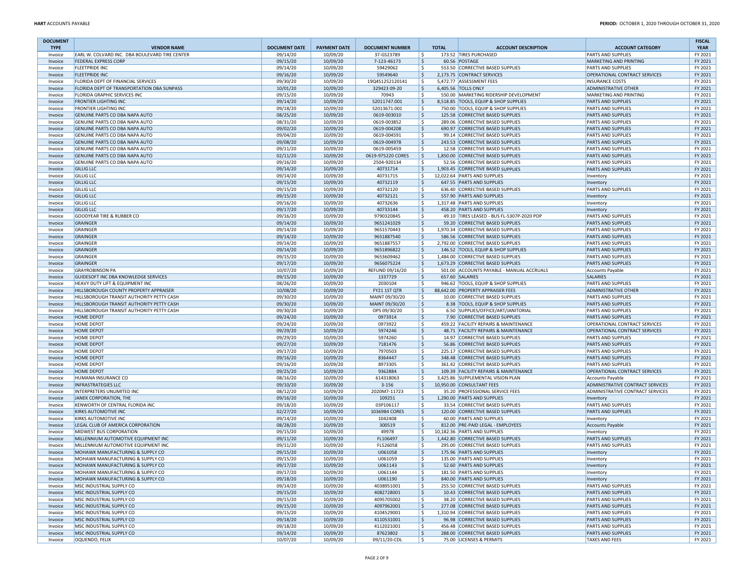| DOCUMENT TYPE | VENDOR NAME | DOCUMENT DATE | PAYMENT DATE | DOCUMENT NUMBER | TOTAL | ACCOUNT DESCRIPTION | ACCOUNT CATEGORY | FISCAL YEAR |
|---|---|---|---|---|---|---|---|---|
| Invoice | EARL W. COLVARD INC. DBA BOULEVARD TIRE CENTER | 09/14/20 | 10/09/20 | 37-GS23789 | $ 173.52 | TIRES PURCHASED | PARTS AND SUPPLIES | FY 2021 |
| Invoice | FEDERAL EXPRESS CORP | 09/15/20 | 10/09/20 | 7-123-46173 | $ 60.56 | POSTAGE | MARKETING AND PRINTING | FY 2021 |
| Invoice | FLEETPRIDE INC | 09/14/20 | 10/09/20 | 59429062 | $ 553.50 | CORRECTIVE BASED SUPPLIES | PARTS AND SUPPLIES | FY 2021 |
| Invoice | FLEETPRIDE INC | 09/16/20 | 10/09/20 | 59549640 | $ 2,173.75 | CONTRACT SERVICES | OPERATIONAL CONTRACT SERVICES | FY 2021 |
| Invoice | FLORIDA DEPT OF FINANCIAL SERVICES | 09/30/20 | 10/09/20 | 19Q4S1252120141 | $ 5,472.77 | ASSESSMENT FEES | INSURANCE COSTS | FY 2021 |
| Invoice | FLORIDA DEPT OF TRANSPORTATION DBA SUNPASS | 10/01/20 | 10/09/20 | 329423 09-20 | $ 6,405.56 | TOLLS ONLY | ADMINISTRATIVE OTHER | FY 2021 |
| Invoice | FLORIDA GRAPHIC SERVICES INC | 09/15/20 | 10/09/20 | 70943 | $ 550.00 | MARKETING RIDERSHIP DEVELOPMENT | MARKETING AND PRINTING | FY 2021 |
| Invoice | FRONTIER LIGHTING INC | 09/14/20 | 10/09/20 | S2011747.001 | $ 8,518.85 | TOOLS, EQUIP & SHOP SUPPLIES | PARTS AND SUPPLIES | FY 2021 |
| Invoice | FRONTIER LIGHTING INC | 09/18/20 | 10/09/20 | S2013671.001 | $ 750.00 | TOOLS, EQUIP & SHOP SUPPLIES | PARTS AND SUPPLIES | FY 2021 |
| Invoice | GENUINE PARTS CO DBA NAPA AUTO | 08/25/20 | 10/09/20 | 0619-003010 | $ 125.58 | CORRECTIVE BASED SUPPLIES | PARTS AND SUPPLIES | FY 2021 |
| Invoice | GENUINE PARTS CO DBA NAPA AUTO | 08/31/20 | 10/09/20 | 0619-003852 | $ 289.06 | CORRECTIVE BASED SUPPLIES | PARTS AND SUPPLIES | FY 2021 |
| Invoice | GENUINE PARTS CO DBA NAPA AUTO | 09/02/20 | 10/09/20 | 0619-004208 | $ 690.97 | CORRECTIVE BASED SUPPLIES | PARTS AND SUPPLIES | FY 2021 |
| Invoice | GENUINE PARTS CO DBA NAPA AUTO | 09/04/20 | 10/09/20 | 0619-004591 | $ 99.14 | CORRECTIVE BASED SUPPLIES | PARTS AND SUPPLIES | FY 2021 |
| Invoice | GENUINE PARTS CO DBA NAPA AUTO | 09/08/20 | 10/09/20 | 0619-004978 | $ 243.53 | CORRECTIVE BASED SUPPLIES | PARTS AND SUPPLIES | FY 2021 |
| Invoice | GENUINE PARTS CO DBA NAPA AUTO | 09/11/20 | 10/09/20 | 0619-005459 | $ 12.58 | CORRECTIVE BASED SUPPLIES | PARTS AND SUPPLIES | FY 2021 |
| Invoice | GENUINE PARTS CO DBA NAPA AUTO | 02/11/20 | 10/09/20 | 0619-975220 CORES | $ 1,850.00 | CORRECTIVE BASED SUPPLIES | PARTS AND SUPPLIES | FY 2021 |
| Invoice | GENUINE PARTS CO DBA NAPA AUTO | 09/16/20 | 10/09/20 | 2504-920134 | $ 52.56 | CORRECTIVE BASED SUPPLIES | PARTS AND SUPPLIES | FY 2021 |
| Invoice | GILLIG LLC | 09/14/20 | 10/09/20 | 40731714 | $ 1,903.45 | CORRECTIVE BASED SUPPLIES | PARTS AND SUPPLIES | FY 2021 |
| Invoice | GILLIG LLC | 09/14/20 | 10/09/20 | 40731715 | $ 12,022.64 | PARTS AND SUPPLIES | Inventory | FY 2021 |
| Invoice | GILLIG LLC | 09/15/20 | 10/09/20 | 40732119 | $ 647.55 | PARTS AND SUPPLIES | Inventory | FY 2021 |
| Invoice | GILLIG LLC | 09/15/20 | 10/09/20 | 40732120 | $ 636.40 | CORRECTIVE BASED SUPPLIES | PARTS AND SUPPLIES | FY 2021 |
| Invoice | GILLIG LLC | 09/15/20 | 10/09/20 | 40732121 | $ 557.90 | PARTS AND SUPPLIES | Inventory | FY 2021 |
| Invoice | GILLIG LLC | 09/16/20 | 10/09/20 | 40732636 | $ 1,317.48 | PARTS AND SUPPLIES | Inventory | FY 2021 |
| Invoice | GILLIG LLC | 09/17/20 | 10/09/20 | 40733144 | $ 458.20 | PARTS AND SUPPLIES | Inventory | FY 2021 |
| Invoice | GOODYEAR TIRE & RUBBER CO | 09/16/20 | 10/09/20 | 9790320845 | $ 49.10 | TIRES LEASED - BUS FL-5307P-2020 POP | PARTS AND SUPPLIES | FY 2021 |
| Invoice | GRAINGER | 09/14/20 | 10/09/20 | 9651241029 | $ 59.20 | CORRECTIVE BASED SUPPLIES | PARTS AND SUPPLIES | FY 2021 |
| Invoice | GRAINGER | 09/14/20 | 10/09/20 | 9651570443 | $ 1,970.34 | CORRECTIVE BASED SUPPLIES | PARTS AND SUPPLIES | FY 2021 |
| Invoice | GRAINGER | 09/14/20 | 10/09/20 | 9651887540 | $ 586.56 | CORRECTIVE BASED SUPPLIES | PARTS AND SUPPLIES | FY 2021 |
| Invoice | GRAINGER | 09/14/20 | 10/09/20 | 9651887557 | $ 2,792.00 | CORRECTIVE BASED SUPPLIES | PARTS AND SUPPLIES | FY 2021 |
| Invoice | GRAINGER | 09/14/20 | 10/09/20 | 9651896822 | $ 146.52 | TOOLS, EQUIP & SHOP SUPPLIES | PARTS AND SUPPLIES | FY 2021 |
| Invoice | GRAINGER | 09/15/20 | 10/09/20 | 9653609462 | $ 1,484.00 | CORRECTIVE BASED SUPPLIES | PARTS AND SUPPLIES | FY 2021 |
| Invoice | GRAINGER | 09/17/20 | 10/09/20 | 9656075224 | $ 1,673.29 | CORRECTIVE BASED SUPPLIES | PARTS AND SUPPLIES | FY 2021 |
| Invoice | GRAYROBINSON PA | 10/07/20 | 10/09/20 | REFUND 09/16/20 | $ 501.00 | ACCOUNTS PAYABLE - MANUAL ACCRUALS | Accounts Payable | FY 2021 |
| Invoice | GUIDESOFT INC DBA KNOWLEDGE SERVICES | 09/15/20 | 10/09/20 | 1337729 | $ 657.60 | SALARIES | SALARIES | FY 2021 |
| Invoice | HEAVY DUTY LIFT & EQUIPMENT INC | 08/26/20 | 10/09/20 | 2030104 | $ 946.62 | TOOLS, EQUIP & SHOP SUPPLIES | PARTS AND SUPPLIES | FY 2021 |
| Invoice | HILLSBOROUGH COUNTY PROPERTY APPRAISER | 10/08/20 | 10/09/20 | FY21 1ST QTR | $ 88,642.00 | PROPERTY APPRAISER FEES | ADMINISTRATIVE OTHER | FY 2021 |
| Invoice | HILLSBOROUGH TRANSIT AUTHORITY PETTY CASH | 09/30/20 | 10/09/20 | MAINT 09/30/20 | $ 10.00 | CORRECTIVE BASED SUPPLIES | PARTS AND SUPPLIES | FY 2021 |
| Invoice | HILLSBOROUGH TRANSIT AUTHORITY PETTY CASH | 09/30/20 | 10/09/20 | MAINT 09/30/20 | $ 8.38 | TOOLS, EQUIP & SHOP SUPPLIES | PARTS AND SUPPLIES | FY 2021 |
| Invoice | HILLSBOROUGH TRANSIT AUTHORITY PETTY CASH | 09/30/20 | 10/09/20 | OPS 09/30/20 | $ 6.50 | SUPPLIES/OFFICE/ART/JANITORIAL | PARTS AND SUPPLIES | FY 2021 |
| Invoice | HOME DEPOT | 09/24/20 | 10/09/20 | 0973914 | $ 7.90 | CORRECTIVE BASED SUPPLIES | PARTS AND SUPPLIES | FY 2021 |
| Invoice | HOME DEPOT | 09/24/20 | 10/09/20 | 0973922 | $ 459.22 | FACILITY REPAIRS & MAINTENANCE | OPERATIONAL CONTRACT SERVICES | FY 2021 |
| Invoice | HOME DEPOT | 09/29/20 | 10/09/20 | 5974246 | $ 48.71 | FACILITY REPAIRS & MAINTENANCE | OPERATIONAL CONTRACT SERVICES | FY 2021 |
| Invoice | HOME DEPOT | 09/29/20 | 10/09/20 | 5974260 | $ 14.97 | CORRECTIVE BASED SUPPLIES | PARTS AND SUPPLIES | FY 2021 |
| Invoice | HOME DEPOT | 09/27/20 | 10/09/20 | 7181476 | $ 56.86 | CORRECTIVE BASED SUPPLIES | PARTS AND SUPPLIES | FY 2021 |
| Invoice | HOME DEPOT | 09/17/20 | 10/09/20 | 7970503 | $ 225.17 | CORRECTIVE BASED SUPPLIES | PARTS AND SUPPLIES | FY 2021 |
| Invoice | HOME DEPOT | 09/16/20 | 10/09/20 | 8364447 | $ 348.48 | CORRECTIVE BASED SUPPLIES | PARTS AND SUPPLIES | FY 2021 |
| Invoice | HOME DEPOT | 09/16/20 | 10/09/20 | 8973305 | $ 361.42 | CORRECTIVE BASED SUPPLIES | PARTS AND SUPPLIES | FY 2021 |
| Invoice | HOME DEPOT | 09/25/20 | 10/09/20 | 9362884 | $ 109.39 | FACILITY REPAIRS & MAINTENANCE | OPERATIONAL CONTRACT SERVICES | FY 2021 |
| Invoice | HUMANA INSURANCE CO | 08/16/20 | 10/09/20 | 614318063 | $ 3,425.86 | SUPPLEMENTAL VISION PLAN | Accounts Payable | FY 2021 |
| Invoice | INFRASTRATEGIES LLC | 09/10/20 | 10/09/20 | 3-156 | $ 10,950.00 | CONSULTANT FEES | ADMINISTRATIVE CONTRACT SERVICES | FY 2021 |
| Invoice | INTERPRETERS UNLIMITED INC | 08/12/20 | 10/09/20 | 2020M7-11723 | $ 35.20 | PROFESSIONAL SERVICE FEES | ADMINISTRATIVE CONTRACT SERVICES | FY 2021 |
| Invoice | JANEK CORPORATION, THE | 09/16/20 | 10/09/20 | 109251 | $ 1,290.00 | PARTS AND SUPPLIES | Inventory | FY 2021 |
| Invoice | KENWORTH OF CENTRAL FLORIDA INC | 09/18/20 | 10/09/20 | 03P106117 | $ 33.54 | CORRECTIVE BASED SUPPLIES | PARTS AND SUPPLIES | FY 2021 |
| Invoice | KIRKS AUTOMOTIVE INC | 02/27/20 | 10/09/20 | 1036984 CORES | $ 120.00 | CORRECTIVE BASED SUPPLIES | PARTS AND SUPPLIES | FY 2021 |
| Invoice | KIRKS AUTOMOTIVE INC | 09/14/20 | 10/09/20 | 1042408 | $ 60.00 | PARTS AND SUPPLIES | Inventory | FY 2021 |
| Invoice | LEGAL CLUB OF AMERICA CORPORATION | 08/28/20 | 10/09/20 | 300519 | $ 812.00 | PRE-PAID LEGAL - EMPLOYEES | Accounts Payable | FY 2021 |
| Invoice | MIDWEST BUS CORPORATION | 09/15/20 | 10/09/20 | 49978 | $ 10,182.36 | PARTS AND SUPPLIES | Inventory | FY 2021 |
| Invoice | MILLENNIUM AUTOMOTIVE EQUIPMENT INC | 09/11/20 | 10/09/20 | FL106497 | $ 1,442.80 | CORRECTIVE BASED SUPPLIES | PARTS AND SUPPLIES | FY 2021 |
| Invoice | MILLENNIUM AUTOMOTIVE EQUIPMENT INC | 09/11/20 | 10/09/20 | FL526058 | $ 295.00 | CORRECTIVE BASED SUPPLIES | PARTS AND SUPPLIES | FY 2021 |
| Invoice | MOHAWK MANUFACTURING & SUPPLY CO | 09/15/20 | 10/09/20 | U061058 | $ 175.96 | PARTS AND SUPPLIES | Inventory | FY 2021 |
| Invoice | MOHAWK MANUFACTURING & SUPPLY CO | 09/15/20 | 10/09/20 | U061059 | $ 135.00 | PARTS AND SUPPLIES | Inventory | FY 2021 |
| Invoice | MOHAWK MANUFACTURING & SUPPLY CO | 09/17/20 | 10/09/20 | U061143 | $ 52.60 | PARTS AND SUPPLIES | Inventory | FY 2021 |
| Invoice | MOHAWK MANUFACTURING & SUPPLY CO | 09/17/20 | 10/09/20 | U061144 | $ 181.50 | PARTS AND SUPPLIES | Inventory | FY 2021 |
| Invoice | MOHAWK MANUFACTURING & SUPPLY CO | 09/18/20 | 10/09/20 | U061190 | $ 840.00 | PARTS AND SUPPLIES | Inventory | FY 2021 |
| Invoice | MSC INDUSTRIAL SUPPLY CO | 09/14/20 | 10/09/20 | 4038951001 | $ 255.50 | CORRECTIVE BASED SUPPLIES | PARTS AND SUPPLIES | FY 2021 |
| Invoice | MSC INDUSTRIAL SUPPLY CO | 09/15/20 | 10/09/20 | 4082728001 | $ 10.43 | CORRECTIVE BASED SUPPLIES | PARTS AND SUPPLIES | FY 2021 |
| Invoice | MSC INDUSTRIAL SUPPLY CO | 09/15/20 | 10/09/20 | 4095705002 | $ 38.20 | CORRECTIVE BASED SUPPLIES | PARTS AND SUPPLIES | FY 2021 |
| Invoice | MSC INDUSTRIAL SUPPLY CO | 09/15/20 | 10/09/20 | 4097962001 | $ 277.08 | CORRECTIVE BASED SUPPLIES | PARTS AND SUPPLIES | FY 2021 |
| Invoice | MSC INDUSTRIAL SUPPLY CO | 09/15/20 | 10/09/20 | 4104529001 | $ 1,310.94 | CORRECTIVE BASED SUPPLIES | PARTS AND SUPPLIES | FY 2021 |
| Invoice | MSC INDUSTRIAL SUPPLY CO | 09/18/20 | 10/09/20 | 4110531001 | $ 96.98 | CORRECTIVE BASED SUPPLIES | PARTS AND SUPPLIES | FY 2021 |
| Invoice | MSC INDUSTRIAL SUPPLY CO | 09/18/20 | 10/09/20 | 4112021001 | $ 456.48 | CORRECTIVE BASED SUPPLIES | PARTS AND SUPPLIES | FY 2021 |
| Invoice | MSC INDUSTRIAL SUPPLY CO | 09/14/20 | 10/09/20 | 87623802 | $ 288.00 | CORRECTIVE BASED SUPPLIES | PARTS AND SUPPLIES | FY 2021 |
| Invoice | OQUENDO, FELIX | 10/07/20 | 10/09/20 | 09/11/20-CDL | $ 75.00 | LICENSES & PERMITS | TAXES AND FEES | FY 2021 |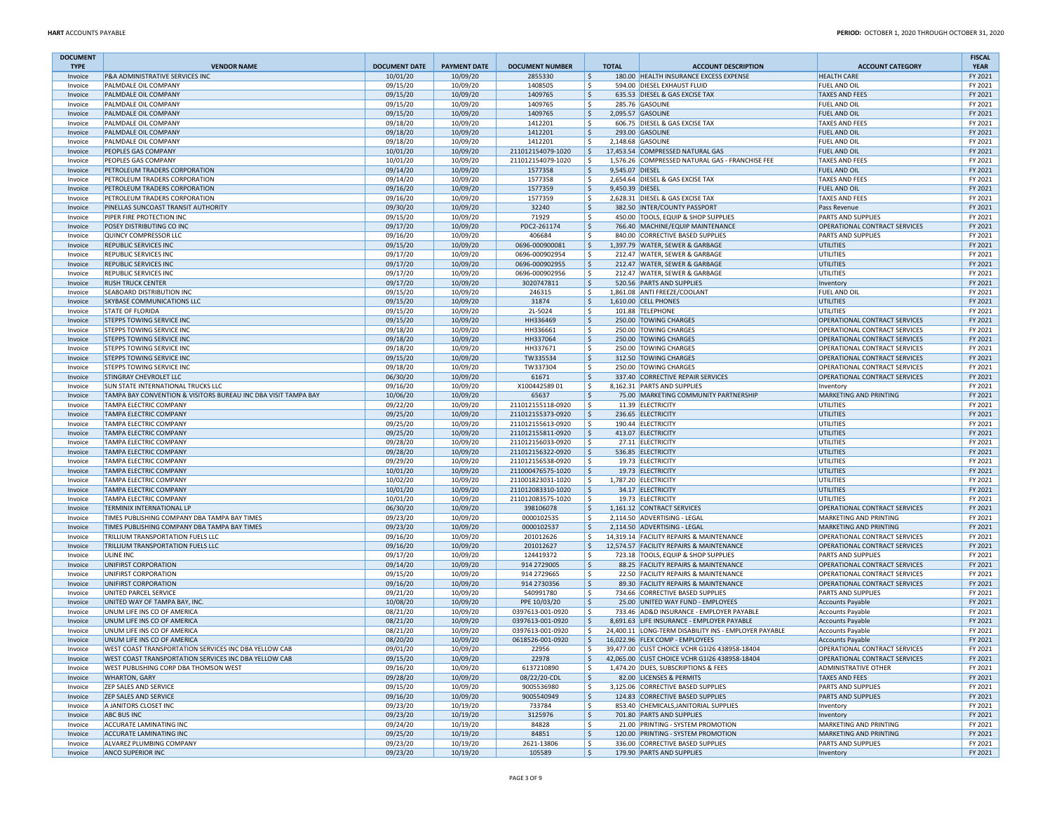| DOCUMENT TYPE | VENDOR NAME | DOCUMENT DATE | PAYMENT DATE | DOCUMENT NUMBER | TOTAL | ACCOUNT DESCRIPTION | ACCOUNT CATEGORY | FISCAL YEAR |
|---|---|---|---|---|---|---|---|---|
| Invoice | P&A ADMINISTRATIVE SERVICES INC | 10/01/20 | 10/09/20 | 2855330 | $ 180.00 | HEALTH INSURANCE EXCESS EXPENSE | HEALTH CARE | FY 2021 |
| Invoice | PALMDALE OIL COMPANY | 09/15/20 | 10/09/20 | 1408505 | $ 594.00 | DIESEL EXHAUST FLUID | FUEL AND OIL | FY 2021 |
| Invoice | PALMDALE OIL COMPANY | 09/15/20 | 10/09/20 | 1409765 | $ 635.53 | DIESEL & GAS EXCISE TAX | TAXES AND FEES | FY 2021 |
| Invoice | PALMDALE OIL COMPANY | 09/15/20 | 10/09/20 | 1409765 | $ 285.76 | GASOLINE | FUEL AND OIL | FY 2021 |
| Invoice | PALMDALE OIL COMPANY | 09/15/20 | 10/09/20 | 1409765 | $ 2,095.57 | GASOLINE | FUEL AND OIL | FY 2021 |
| Invoice | PALMDALE OIL COMPANY | 09/18/20 | 10/09/20 | 1412201 | $ 606.75 | DIESEL & GAS EXCISE TAX | TAXES AND FEES | FY 2021 |
| Invoice | PALMDALE OIL COMPANY | 09/18/20 | 10/09/20 | 1412201 | $ 293.00 | GASOLINE | FUEL AND OIL | FY 2021 |
| Invoice | PALMDALE OIL COMPANY | 09/18/20 | 10/09/20 | 1412201 | $ 2,148.68 | GASOLINE | FUEL AND OIL | FY 2021 |
| Invoice | PEOPLES GAS COMPANY | 10/01/20 | 10/09/20 | 211012154079-1020 | $ 17,453.54 | COMPRESSED NATURAL GAS | FUEL AND OIL | FY 2021 |
| Invoice | PEOPLES GAS COMPANY | 10/01/20 | 10/09/20 | 211012154079-1020 | $ 1,576.26 | COMPRESSED NATURAL GAS - FRANCHISE FEE | TAXES AND FEES | FY 2021 |
| Invoice | PETROLEUM TRADERS CORPORATION | 09/14/20 | 10/09/20 | 1577358 | $ 9,545.07 | DIESEL | FUEL AND OIL | FY 2021 |
| Invoice | PETROLEUM TRADERS CORPORATION | 09/14/20 | 10/09/20 | 1577358 | $ 2,654.64 | DIESEL & GAS EXCISE TAX | TAXES AND FEES | FY 2021 |
| Invoice | PETROLEUM TRADERS CORPORATION | 09/16/20 | 10/09/20 | 1577359 | $ 9,450.39 | DIESEL | FUEL AND OIL | FY 2021 |
| Invoice | PETROLEUM TRADERS CORPORATION | 09/16/20 | 10/09/20 | 1577359 | $ 2,628.31 | DIESEL & GAS EXCISE TAX | TAXES AND FEES | FY 2021 |
| Invoice | PINELLAS SUNCOAST TRANSIT AUTHORITY | 09/30/20 | 10/09/20 | 32240 | $ 382.50 | INTER/COUNTY PASSPORT | Pass Revenue | FY 2021 |
| Invoice | PIPER FIRE PROTECTION INC | 09/15/20 | 10/09/20 | 71929 | $ 450.00 | TOOLS, EQUIP & SHOP SUPPLIES | PARTS AND SUPPLIES | FY 2021 |
| Invoice | POSEY DISTRIBUTING CO INC | 09/17/20 | 10/09/20 | PDC2-261174 | $ 766.40 | MACHINE/EQUIP MAINTENANCE | OPERATIONAL CONTRACT SERVICES | FY 2021 |
| Invoice | QUINCY COMPRESSOR LLC | 09/16/20 | 10/09/20 | 406684 | $ 840.00 | CORRECTIVE BASED SUPPLIES | PARTS AND SUPPLIES | FY 2021 |
| Invoice | REPUBLIC SERVICES INC | 09/15/20 | 10/09/20 | 0696-000900081 | $ 1,397.79 | WATER, SEWER & GARBAGE | UTILITIES | FY 2021 |
| Invoice | REPUBLIC SERVICES INC | 09/17/20 | 10/09/20 | 0696-000902954 | $ 212.47 | WATER, SEWER & GARBAGE | UTILITIES | FY 2021 |
| Invoice | REPUBLIC SERVICES INC | 09/17/20 | 10/09/20 | 0696-000902955 | $ 212.47 | WATER, SEWER & GARBAGE | UTILITIES | FY 2021 |
| Invoice | REPUBLIC SERVICES INC | 09/17/20 | 10/09/20 | 0696-000902956 | $ 212.47 | WATER, SEWER & GARBAGE | UTILITIES | FY 2021 |
| Invoice | RUSH TRUCK CENTER | 09/17/20 | 10/09/20 | 3020747811 | $ 520.56 | PARTS AND SUPPLIES | Inventory | FY 2021 |
| Invoice | SEABOARD DISTRIBUTION INC | 09/15/20 | 10/09/20 | 246315 | $ 1,861.08 | ANTI FREEZE/COOLANT | FUEL AND OIL | FY 2021 |
| Invoice | SKYBASE COMMUNICATIONS LLC | 09/15/20 | 10/09/20 | 31874 | $ 1,610.00 | CELL PHONES | UTILITIES | FY 2021 |
| Invoice | STATE OF FLORIDA | 09/15/20 | 10/09/20 | 2L-5024 | $ 101.88 | TELEPHONE | UTILITIES | FY 2021 |
| Invoice | STEPPS TOWING SERVICE INC | 09/15/20 | 10/09/20 | HH336469 | $ 250.00 | TOWING CHARGES | OPERATIONAL CONTRACT SERVICES | FY 2021 |
| Invoice | STEPPS TOWING SERVICE INC | 09/18/20 | 10/09/20 | HH336661 | $ 250.00 | TOWING CHARGES | OPERATIONAL CONTRACT SERVICES | FY 2021 |
| Invoice | STEPPS TOWING SERVICE INC | 09/18/20 | 10/09/20 | HH337064 | $ 250.00 | TOWING CHARGES | OPERATIONAL CONTRACT SERVICES | FY 2021 |
| Invoice | STEPPS TOWING SERVICE INC | 09/18/20 | 10/09/20 | HH337671 | $ 250.00 | TOWING CHARGES | OPERATIONAL CONTRACT SERVICES | FY 2021 |
| Invoice | STEPPS TOWING SERVICE INC | 09/15/20 | 10/09/20 | TW335534 | $ 312.50 | TOWING CHARGES | OPERATIONAL CONTRACT SERVICES | FY 2021 |
| Invoice | STEPPS TOWING SERVICE INC | 09/18/20 | 10/09/20 | TW337304 | $ 250.00 | TOWING CHARGES | OPERATIONAL CONTRACT SERVICES | FY 2021 |
| Invoice | STINGRAY CHEVROLET LLC | 06/30/20 | 10/09/20 | 61671 | $ 337.40 | CORRECTIVE REPAIR SERVICES | OPERATIONAL CONTRACT SERVICES | FY 2021 |
| Invoice | SUN STATE INTERNATIONAL TRUCKS LLC | 09/16/20 | 10/09/20 | X100442589 01 | $ 8,162.31 | PARTS AND SUPPLIES | Inventory | FY 2021 |
| Invoice | TAMPA BAY CONVENTION & VISITORS BUREAU INC DBA VISIT TAMPA BAY | 10/06/20 | 10/09/20 | 65637 | $ 75.00 | MARKETING COMMUNITY PARTNERSHIP | MARKETING AND PRINTING | FY 2021 |
| Invoice | TAMPA ELECTRIC COMPANY | 09/22/20 | 10/09/20 | 211012155118-0920 | $ 11.39 | ELECTRICITY | UTILITIES | FY 2021 |
| Invoice | TAMPA ELECTRIC COMPANY | 09/25/20 | 10/09/20 | 211012155373-0920 | $ 236.65 | ELECTRICITY | UTILITIES | FY 2021 |
| Invoice | TAMPA ELECTRIC COMPANY | 09/25/20 | 10/09/20 | 211012155613-0920 | $ 190.44 | ELECTRICITY | UTILITIES | FY 2021 |
| Invoice | TAMPA ELECTRIC COMPANY | 09/25/20 | 10/09/20 | 211012155811-0920 | $ 413.07 | ELECTRICITY | UTILITIES | FY 2021 |
| Invoice | TAMPA ELECTRIC COMPANY | 09/28/20 | 10/09/20 | 211012156033-0920 | $ 27.11 | ELECTRICITY | UTILITIES | FY 2021 |
| Invoice | TAMPA ELECTRIC COMPANY | 09/28/20 | 10/09/20 | 211012156322-0920 | $ 536.85 | ELECTRICITY | UTILITIES | FY 2021 |
| Invoice | TAMPA ELECTRIC COMPANY | 09/29/20 | 10/09/20 | 211012156538-0920 | $ 19.73 | ELECTRICITY | UTILITIES | FY 2021 |
| Invoice | TAMPA ELECTRIC COMPANY | 10/01/20 | 10/09/20 | 211000476575-1020 | $ 19.73 | ELECTRICITY | UTILITIES | FY 2021 |
| Invoice | TAMPA ELECTRIC COMPANY | 10/02/20 | 10/09/20 | 211001823031-1020 | $ 1,787.20 | ELECTRICITY | UTILITIES | FY 2021 |
| Invoice | TAMPA ELECTRIC COMPANY | 10/01/20 | 10/09/20 | 211012083310-1020 | $ 34.17 | ELECTRICITY | UTILITIES | FY 2021 |
| Invoice | TAMPA ELECTRIC COMPANY | 10/01/20 | 10/09/20 | 211012083575-1020 | $ 19.73 | ELECTRICITY | UTILITIES | FY 2021 |
| Invoice | TERMINIX INTERNATIONAL LP | 06/30/20 | 10/09/20 | 398106078 | $ 1,161.12 | CONTRACT SERVICES | OPERATIONAL CONTRACT SERVICES | FY 2021 |
| Invoice | TIMES PUBLISHING COMPANY DBA TAMPA BAY TIMES | 09/23/20 | 10/09/20 | 0000102535 | $ 2,114.50 | ADVERTISING - LEGAL | MARKETING AND PRINTING | FY 2021 |
| Invoice | TIMES PUBLISHING COMPANY DBA TAMPA BAY TIMES | 09/23/20 | 10/09/20 | 0000102537 | $ 2,114.50 | ADVERTISING - LEGAL | MARKETING AND PRINTING | FY 2021 |
| Invoice | TRILLIUM TRANSPORTATION FUELS LLC | 09/16/20 | 10/09/20 | 201012626 | $ 14,319.14 | FACILITY REPAIRS & MAINTENANCE | OPERATIONAL CONTRACT SERVICES | FY 2021 |
| Invoice | TRILLIUM TRANSPORTATION FUELS LLC | 09/16/20 | 10/09/20 | 201012627 | $ 12,574.57 | FACILITY REPAIRS & MAINTENANCE | OPERATIONAL CONTRACT SERVICES | FY 2021 |
| Invoice | ULINE INC | 09/17/20 | 10/09/20 | 124419372 | $ 723.18 | TOOLS, EQUIP & SHOP SUPPLIES | PARTS AND SUPPLIES | FY 2021 |
| Invoice | UNIFIRST CORPORATION | 09/14/20 | 10/09/20 | 914 2729005 | $ 88.25 | FACILITY REPAIRS & MAINTENANCE | OPERATIONAL CONTRACT SERVICES | FY 2021 |
| Invoice | UNIFIRST CORPORATION | 09/15/20 | 10/09/20 | 914 2729665 | $ 22.50 | FACILITY REPAIRS & MAINTENANCE | OPERATIONAL CONTRACT SERVICES | FY 2021 |
| Invoice | UNIFIRST CORPORATION | 09/16/20 | 10/09/20 | 914 2730356 | $ 89.30 | FACILITY REPAIRS & MAINTENANCE | OPERATIONAL CONTRACT SERVICES | FY 2021 |
| Invoice | UNITED PARCEL SERVICE | 09/21/20 | 10/09/20 | 540991780 | $ 734.66 | CORRECTIVE BASED SUPPLIES | PARTS AND SUPPLIES | FY 2021 |
| Invoice | UNITED WAY OF TAMPA BAY, INC. | 10/08/20 | 10/09/20 | PPE 10/03/20 | $ 25.00 | UNITED WAY FUND - EMPLOYEES | Accounts Payable | FY 2021 |
| Invoice | UNUM LIFE INS CO OF AMERICA | 08/21/20 | 10/09/20 | 0397613-001-0920 | $ 733.46 | AD&D INSURANCE - EMPLOYER PAYABLE | Accounts Payable | FY 2021 |
| Invoice | UNUM LIFE INS CO OF AMERICA | 08/21/20 | 10/09/20 | 0397613-001-0920 | $ 8,691.63 | LIFE INSURANCE - EMPLOYER PAYABLE | Accounts Payable | FY 2021 |
| Invoice | UNUM LIFE INS CO OF AMERICA | 08/21/20 | 10/09/20 | 0397613-001-0920 | $ 24,400.11 | LONG-TERM DISABILITY INS - EMPLOYER PAYABLE | Accounts Payable | FY 2021 |
| Invoice | UNUM LIFE INS CO OF AMERICA | 08/20/20 | 10/09/20 | 0618526-001-0920 | $ 16,022.96 | FLEX COMP - EMPLOYEES | Accounts Payable | FY 2021 |
| Invoice | WEST COAST TRANSPORTATION SERVICES INC DBA YELLOW CAB | 09/01/20 | 10/09/20 | 22956 | $ 39,477.00 | CUST CHOICE VCHR G1I26 438958-18404 | OPERATIONAL CONTRACT SERVICES | FY 2021 |
| Invoice | WEST COAST TRANSPORTATION SERVICES INC DBA YELLOW CAB | 09/15/20 | 10/09/20 | 22978 | $ 42,065.00 | CUST CHOICE VCHR G1I26 438958-18404 | OPERATIONAL CONTRACT SERVICES | FY 2021 |
| Invoice | WEST PUBLISHING CORP DBA THOMSON WEST | 09/16/20 | 10/09/20 | 6137210890 | $ 1,474.20 | DUES, SUBSCRIPTIONS & FEES | ADMINISTRATIVE OTHER | FY 2021 |
| Invoice | WHARTON, GARY | 09/28/20 | 10/09/20 | 08/22/20-CDL | $ 82.00 | LICENSES & PERMITS | TAXES AND FEES | FY 2021 |
| Invoice | ZEP SALES AND SERVICE | 09/15/20 | 10/09/20 | 9005536980 | $ 3,125.06 | CORRECTIVE BASED SUPPLIES | PARTS AND SUPPLIES | FY 2021 |
| Invoice | ZEP SALES AND SERVICE | 09/16/20 | 10/09/20 | 9005540949 | $ 124.83 | CORRECTIVE BASED SUPPLIES | PARTS AND SUPPLIES | FY 2021 |
| Invoice | A JANITORS CLOSET INC | 09/23/20 | 10/19/20 | 733784 | $ 853.40 | CHEMICALS,JANITORIAL SUPPLIES | Inventory | FY 2021 |
| Invoice | ABC BUS INC | 09/23/20 | 10/19/20 | 3125976 | $ 701.80 | PARTS AND SUPPLIES | Inventory | FY 2021 |
| Invoice | ACCURATE LAMINATING INC | 09/24/20 | 10/19/20 | 84828 | $ 21.00 | PRINTING - SYSTEM PROMOTION | MARKETING AND PRINTING | FY 2021 |
| Invoice | ACCURATE LAMINATING INC | 09/25/20 | 10/19/20 | 84851 | $ 120.00 | PRINTING - SYSTEM PROMOTION | MARKETING AND PRINTING | FY 2021 |
| Invoice | ALVAREZ PLUMBING COMPANY | 09/23/20 | 10/19/20 | 2621-13806 | $ 336.00 | CORRECTIVE BASED SUPPLIES | PARTS AND SUPPLIES | FY 2021 |
| Invoice | ANCO SUPERIOR INC | 09/23/20 | 10/19/20 | 105589 | $ 179.90 | PARTS AND SUPPLIES | Inventory | FY 2021 |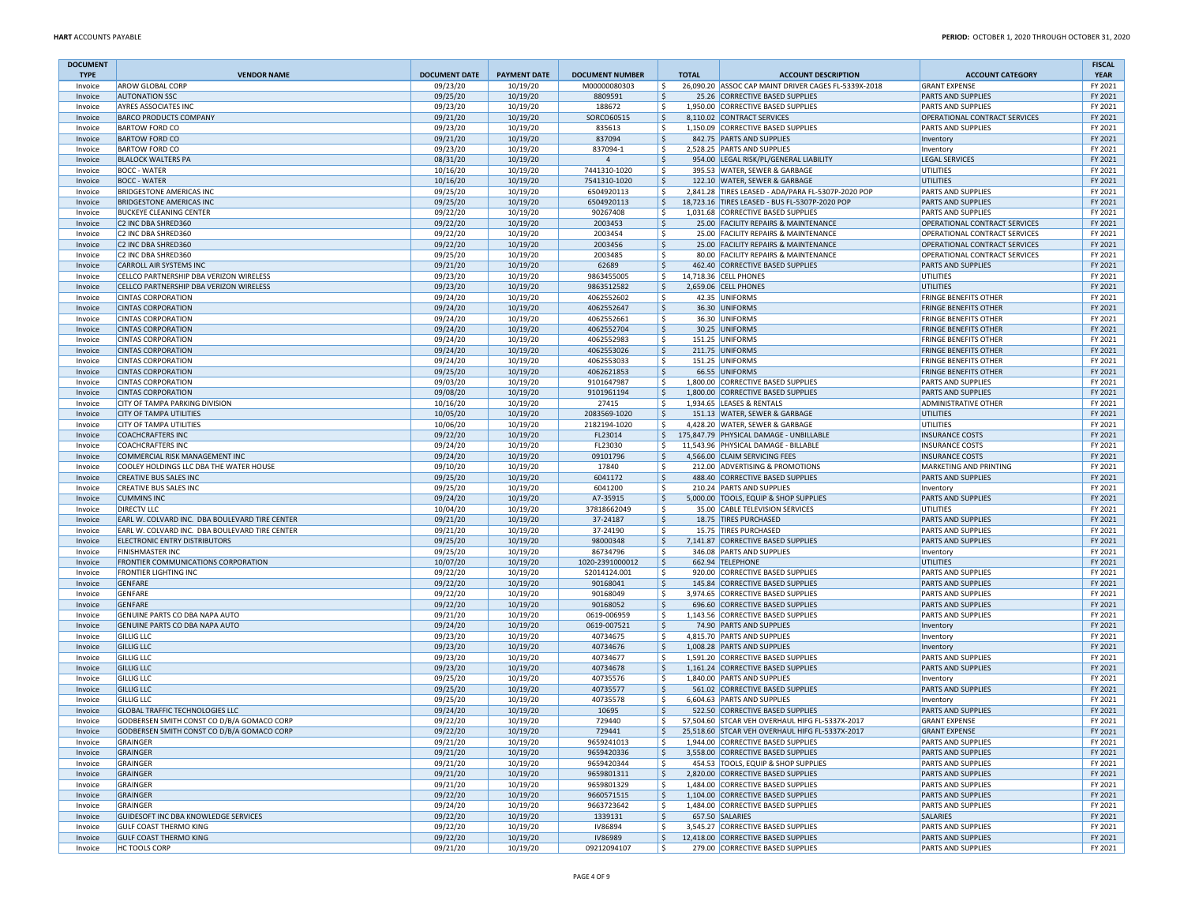| DOCUMENT TYPE | VENDOR NAME | DOCUMENT DATE | PAYMENT DATE | DOCUMENT NUMBER | TOTAL | ACCOUNT DESCRIPTION | ACCOUNT CATEGORY | FISCAL YEAR |
|---|---|---|---|---|---|---|---|---|
| Invoice | AROW GLOBAL CORP | 09/23/20 | 10/19/20 | M00000080303 | $ 26,090.20 | ASSOC CAP MAINT DRIVER CAGES FL-5339X-2018 | GRANT EXPENSE | FY 2021 |
| Invoice | AUTONATION SSC | 09/25/20 | 10/19/20 | 8809591 | $ 25.26 | CORRECTIVE BASED SUPPLIES | PARTS AND SUPPLIES | FY 2021 |
| Invoice | AYRES ASSOCIATES INC | 09/23/20 | 10/19/20 | 188672 | $ 1,950.00 | CORRECTIVE BASED SUPPLIES | PARTS AND SUPPLIES | FY 2021 |
| Invoice | BARCO PRODUCTS COMPANY | 09/21/20 | 10/19/20 | SORCO60515 | $ 8,110.02 | CONTRACT SERVICES | OPERATIONAL CONTRACT SERVICES | FY 2021 |
| Invoice | BARTOW FORD CO | 09/23/20 | 10/19/20 | 835613 | $ 1,150.09 | CORRECTIVE BASED SUPPLIES | PARTS AND SUPPLIES | FY 2021 |
| Invoice | BARTOW FORD CO | 09/21/20 | 10/19/20 | 837094 | $ 842.75 | PARTS AND SUPPLIES | Inventory | FY 2021 |
| Invoice | BARTOW FORD CO | 09/23/20 | 10/19/20 | 837094-1 | $ 2,528.25 | PARTS AND SUPPLIES | Inventory | FY 2021 |
| Invoice | BLALOCK WALTERS PA | 08/31/20 | 10/19/20 | 4 | $ 954.00 | LEGAL RISK/PL/GENERAL LIABILITY | LEGAL SERVICES | FY 2021 |
| Invoice | BOCC - WATER | 10/16/20 | 10/19/20 | 7441310-1020 | $ 395.53 | WATER, SEWER & GARBAGE | UTILITIES | FY 2021 |
| Invoice | BOCC - WATER | 10/16/20 | 10/19/20 | 7541310-1020 | $ 122.10 | WATER, SEWER & GARBAGE | UTILITIES | FY 2021 |
| Invoice | BRIDGESTONE AMERICAS INC | 09/25/20 | 10/19/20 | 6504920113 | $ 2,841.28 | TIRES LEASED - ADA/PARA FL-5307P-2020 POP | PARTS AND SUPPLIES | FY 2021 |
| Invoice | BRIDGESTONE AMERICAS INC | 09/25/20 | 10/19/20 | 6504920113 | $ 18,723.16 | TIRES LEASED - BUS FL-5307P-2020 POP | PARTS AND SUPPLIES | FY 2021 |
| Invoice | BUCKEYE CLEANING CENTER | 09/22/20 | 10/19/20 | 90267408 | $ 1,031.68 | CORRECTIVE BASED SUPPLIES | PARTS AND SUPPLIES | FY 2021 |
| Invoice | C2 INC DBA SHRED360 | 09/22/20 | 10/19/20 | 2003453 | $ 25.00 | FACILITY REPAIRS & MAINTENANCE | OPERATIONAL CONTRACT SERVICES | FY 2021 |
| Invoice | C2 INC DBA SHRED360 | 09/22/20 | 10/19/20 | 2003454 | $ 25.00 | FACILITY REPAIRS & MAINTENANCE | OPERATIONAL CONTRACT SERVICES | FY 2021 |
| Invoice | C2 INC DBA SHRED360 | 09/22/20 | 10/19/20 | 2003456 | $ 25.00 | FACILITY REPAIRS & MAINTENANCE | OPERATIONAL CONTRACT SERVICES | FY 2021 |
| Invoice | C2 INC DBA SHRED360 | 09/25/20 | 10/19/20 | 2003485 | $ 80.00 | FACILITY REPAIRS & MAINTENANCE | OPERATIONAL CONTRACT SERVICES | FY 2021 |
| Invoice | CARROLL AIR SYSTEMS INC | 09/21/20 | 10/19/20 | 62689 | $ 462.40 | CORRECTIVE BASED SUPPLIES | PARTS AND SUPPLIES | FY 2021 |
| Invoice | CELLCO PARTNERSHIP DBA VERIZON WIRELESS | 09/23/20 | 10/19/20 | 9863455005 | $ 14,718.36 | CELL PHONES | UTILITIES | FY 2021 |
| Invoice | CELLCO PARTNERSHIP DBA VERIZON WIRELESS | 09/23/20 | 10/19/20 | 9863512582 | $ 2,659.06 | CELL PHONES | UTILITIES | FY 2021 |
| Invoice | CINTAS CORPORATION | 09/24/20 | 10/19/20 | 4062552602 | $ 42.35 | UNIFORMS | FRINGE BENEFITS OTHER | FY 2021 |
| Invoice | CINTAS CORPORATION | 09/24/20 | 10/19/20 | 4062552647 | $ 36.30 | UNIFORMS | FRINGE BENEFITS OTHER | FY 2021 |
| Invoice | CINTAS CORPORATION | 09/24/20 | 10/19/20 | 4062552661 | $ 36.30 | UNIFORMS | FRINGE BENEFITS OTHER | FY 2021 |
| Invoice | CINTAS CORPORATION | 09/24/20 | 10/19/20 | 4062552704 | $ 30.25 | UNIFORMS | FRINGE BENEFITS OTHER | FY 2021 |
| Invoice | CINTAS CORPORATION | 09/24/20 | 10/19/20 | 4062552983 | $ 151.25 | UNIFORMS | FRINGE BENEFITS OTHER | FY 2021 |
| Invoice | CINTAS CORPORATION | 09/24/20 | 10/19/20 | 4062553026 | $ 211.75 | UNIFORMS | FRINGE BENEFITS OTHER | FY 2021 |
| Invoice | CINTAS CORPORATION | 09/24/20 | 10/19/20 | 4062553033 | $ 151.25 | UNIFORMS | FRINGE BENEFITS OTHER | FY 2021 |
| Invoice | CINTAS CORPORATION | 09/25/20 | 10/19/20 | 4062621853 | $ 66.55 | UNIFORMS | FRINGE BENEFITS OTHER | FY 2021 |
| Invoice | CINTAS CORPORATION | 09/03/20 | 10/19/20 | 9101647987 | $ 1,800.00 | CORRECTIVE BASED SUPPLIES | PARTS AND SUPPLIES | FY 2021 |
| Invoice | CINTAS CORPORATION | 09/08/20 | 10/19/20 | 9101961194 | $ 1,800.00 | CORRECTIVE BASED SUPPLIES | PARTS AND SUPPLIES | FY 2021 |
| Invoice | CITY OF TAMPA PARKING DIVISION | 10/16/20 | 10/19/20 | 27415 | $ 1,934.65 | LEASES & RENTALS | ADMINISTRATIVE OTHER | FY 2021 |
| Invoice | CITY OF TAMPA UTILITIES | 10/05/20 | 10/19/20 | 2083569-1020 | $ 151.13 | WATER, SEWER & GARBAGE | UTILITIES | FY 2021 |
| Invoice | CITY OF TAMPA UTILITIES | 10/06/20 | 10/19/20 | 2182194-1020 | $ 4,428.20 | WATER, SEWER & GARBAGE | UTILITIES | FY 2021 |
| Invoice | COACHCRAFTERS INC | 09/22/20 | 10/19/20 | FL23014 | $ 175,847.79 | PHYSICAL DAMAGE - UNBILLABLE | INSURANCE COSTS | FY 2021 |
| Invoice | COACHCRAFTERS INC | 09/24/20 | 10/19/20 | FL23030 | $ 11,543.96 | PHYSICAL DAMAGE - BILLABLE | INSURANCE COSTS | FY 2021 |
| Invoice | COMMERCIAL RISK MANAGEMENT INC | 09/24/20 | 10/19/20 | 09101796 | $ 4,566.00 | CLAIM SERVICING FEES | INSURANCE COSTS | FY 2021 |
| Invoice | COOLEY HOLDINGS LLC DBA THE WATER HOUSE | 09/10/20 | 10/19/20 | 17840 | $ 212.00 | ADVERTISING & PROMOTIONS | MARKETING AND PRINTING | FY 2021 |
| Invoice | CREATIVE BUS SALES INC | 09/25/20 | 10/19/20 | 6041172 | $ 488.40 | CORRECTIVE BASED SUPPLIES | PARTS AND SUPPLIES | FY 2021 |
| Invoice | CREATIVE BUS SALES INC | 09/25/20 | 10/19/20 | 6041200 | $ 210.24 | PARTS AND SUPPLIES | Inventory | FY 2021 |
| Invoice | CUMMINS INC | 09/24/20 | 10/19/20 | A7-35915 | $ 5,000.00 | TOOLS, EQUIP & SHOP SUPPLIES | PARTS AND SUPPLIES | FY 2021 |
| Invoice | DIRECTV LLC | 10/04/20 | 10/19/20 | 37818662049 | $ 35.00 | CABLE TELEVISION SERVICES | UTILITIES | FY 2021 |
| Invoice | EARL W. COLVARD INC. DBA BOULEVARD TIRE CENTER | 09/21/20 | 10/19/20 | 37-24187 | $ 18.75 | TIRES PURCHASED | PARTS AND SUPPLIES | FY 2021 |
| Invoice | EARL W. COLVARD INC. DBA BOULEVARD TIRE CENTER | 09/21/20 | 10/19/20 | 37-24190 | $ 15.75 | TIRES PURCHASED | PARTS AND SUPPLIES | FY 2021 |
| Invoice | ELECTRONIC ENTRY DISTRIBUTORS | 09/25/20 | 10/19/20 | 98000348 | $ 7,141.87 | CORRECTIVE BASED SUPPLIES | PARTS AND SUPPLIES | FY 2021 |
| Invoice | FINISHMASTER INC | 09/25/20 | 10/19/20 | 86734796 | $ 346.08 | PARTS AND SUPPLIES | Inventory | FY 2021 |
| Invoice | FRONTIER COMMUNICATIONS CORPORATION | 10/07/20 | 10/19/20 | 1020-2391000012 | $ 662.94 | TELEPHONE | UTILITIES | FY 2021 |
| Invoice | FRONTIER LIGHTING INC | 09/22/20 | 10/19/20 | S2014124.001 | $ 920.00 | CORRECTIVE BASED SUPPLIES | PARTS AND SUPPLIES | FY 2021 |
| Invoice | GENFARE | 09/22/20 | 10/19/20 | 90168041 | $ 145.84 | CORRECTIVE BASED SUPPLIES | PARTS AND SUPPLIES | FY 2021 |
| Invoice | GENFARE | 09/22/20 | 10/19/20 | 90168049 | $ 3,974.65 | CORRECTIVE BASED SUPPLIES | PARTS AND SUPPLIES | FY 2021 |
| Invoice | GENFARE | 09/22/20 | 10/19/20 | 90168052 | $ 696.60 | CORRECTIVE BASED SUPPLIES | PARTS AND SUPPLIES | FY 2021 |
| Invoice | GENUINE PARTS CO DBA NAPA AUTO | 09/21/20 | 10/19/20 | 0619-006959 | $ 1,143.56 | CORRECTIVE BASED SUPPLIES | PARTS AND SUPPLIES | FY 2021 |
| Invoice | GENUINE PARTS CO DBA NAPA AUTO | 09/24/20 | 10/19/20 | 0619-007521 | $ 74.90 | PARTS AND SUPPLIES | Inventory | FY 2021 |
| Invoice | GILLIG LLC | 09/23/20 | 10/19/20 | 40734675 | $ 4,815.70 | PARTS AND SUPPLIES | Inventory | FY 2021 |
| Invoice | GILLIG LLC | 09/23/20 | 10/19/20 | 40734676 | $ 1,008.28 | PARTS AND SUPPLIES | Inventory | FY 2021 |
| Invoice | GILLIG LLC | 09/23/20 | 10/19/20 | 40734677 | $ 1,591.20 | CORRECTIVE BASED SUPPLIES | PARTS AND SUPPLIES | FY 2021 |
| Invoice | GILLIG LLC | 09/23/20 | 10/19/20 | 40734678 | $ 1,161.24 | CORRECTIVE BASED SUPPLIES | PARTS AND SUPPLIES | FY 2021 |
| Invoice | GILLIG LLC | 09/25/20 | 10/19/20 | 40735576 | $ 1,840.00 | PARTS AND SUPPLIES | Inventory | FY 2021 |
| Invoice | GILLIG LLC | 09/25/20 | 10/19/20 | 40735577 | $ 561.02 | CORRECTIVE BASED SUPPLIES | PARTS AND SUPPLIES | FY 2021 |
| Invoice | GILLIG LLC | 09/25/20 | 10/19/20 | 40735578 | $ 6,604.63 | PARTS AND SUPPLIES | Inventory | FY 2021 |
| Invoice | GLOBAL TRAFFIC TECHNOLOGIES LLC | 09/24/20 | 10/19/20 | 10695 | $ 522.50 | CORRECTIVE BASED SUPPLIES | PARTS AND SUPPLIES | FY 2021 |
| Invoice | GODBERSEN SMITH CONST CO D/B/A GOMACO CORP | 09/22/20 | 10/19/20 | 729440 | $ 57,504.60 | STCAR VEH OVERHAUL HIFG FL-5337X-2017 | GRANT EXPENSE | FY 2021 |
| Invoice | GODBERSEN SMITH CONST CO D/B/A GOMACO CORP | 09/22/20 | 10/19/20 | 729441 | $ 25,518.60 | STCAR VEH OVERHAUL HIFG FL-5337X-2017 | GRANT EXPENSE | FY 2021 |
| Invoice | GRAINGER | 09/21/20 | 10/19/20 | 9659241013 | $ 1,944.00 | CORRECTIVE BASED SUPPLIES | PARTS AND SUPPLIES | FY 2021 |
| Invoice | GRAINGER | 09/21/20 | 10/19/20 | 9659420336 | $ 3,558.00 | CORRECTIVE BASED SUPPLIES | PARTS AND SUPPLIES | FY 2021 |
| Invoice | GRAINGER | 09/21/20 | 10/19/20 | 9659420344 | $ 454.53 | TOOLS, EQUIP & SHOP SUPPLIES | PARTS AND SUPPLIES | FY 2021 |
| Invoice | GRAINGER | 09/21/20 | 10/19/20 | 9659801311 | $ 2,820.00 | CORRECTIVE BASED SUPPLIES | PARTS AND SUPPLIES | FY 2021 |
| Invoice | GRAINGER | 09/21/20 | 10/19/20 | 9659801329 | $ 1,484.00 | CORRECTIVE BASED SUPPLIES | PARTS AND SUPPLIES | FY 2021 |
| Invoice | GRAINGER | 09/22/20 | 10/19/20 | 9660571515 | $ 1,104.00 | CORRECTIVE BASED SUPPLIES | PARTS AND SUPPLIES | FY 2021 |
| Invoice | GRAINGER | 09/24/20 | 10/19/20 | 9663723642 | $ 1,484.00 | CORRECTIVE BASED SUPPLIES | PARTS AND SUPPLIES | FY 2021 |
| Invoice | GUIDESOFT INC DBA KNOWLEDGE SERVICES | 09/22/20 | 10/19/20 | 1339131 | $ 657.50 | SALARIES | SALARIES | FY 2021 |
| Invoice | GULF COAST THERMO KING | 09/22/20 | 10/19/20 | IV86894 | $ 3,545.27 | CORRECTIVE BASED SUPPLIES | PARTS AND SUPPLIES | FY 2021 |
| Invoice | GULF COAST THERMO KING | 09/22/20 | 10/19/20 | IV86989 | $ 12,418.00 | CORRECTIVE BASED SUPPLIES | PARTS AND SUPPLIES | FY 2021 |
| Invoice | HC TOOLS CORP | 09/21/20 | 10/19/20 | 09212094107 | $ 279.00 | CORRECTIVE BASED SUPPLIES | PARTS AND SUPPLIES | FY 2021 |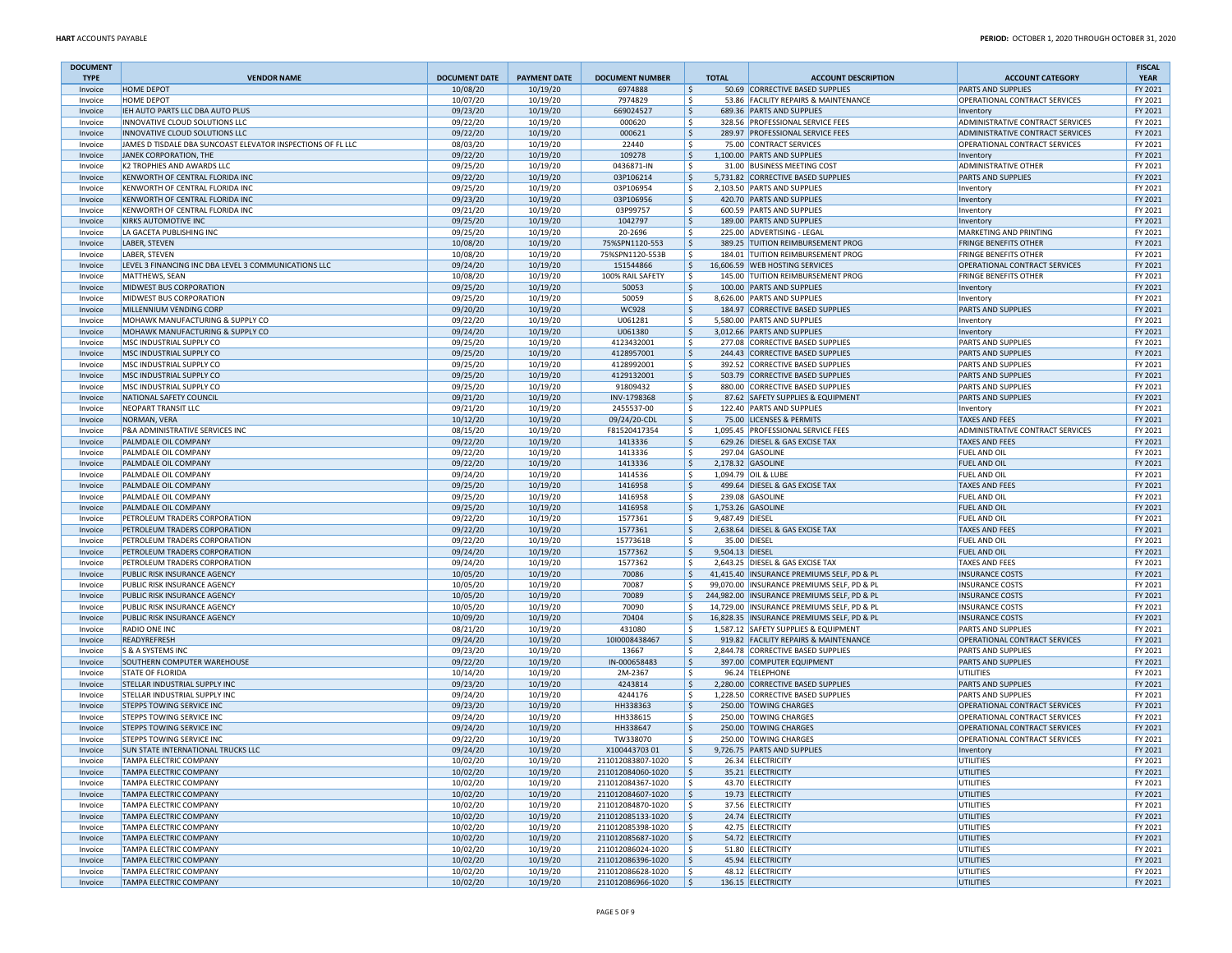| DOCUMENT TYPE | VENDOR NAME | DOCUMENT DATE | PAYMENT DATE | DOCUMENT NUMBER | TOTAL | ACCOUNT DESCRIPTION | ACCOUNT CATEGORY | FISCAL YEAR |
|---|---|---|---|---|---|---|---|---|
| Invoice | HOME DEPOT | 10/08/20 | 10/19/20 | 6974888 | $ 50.69 | CORRECTIVE BASED SUPPLIES | PARTS AND SUPPLIES | FY 2021 |
| Invoice | HOME DEPOT | 10/07/20 | 10/19/20 | 7974829 | $ 53.86 | FACILITY REPAIRS & MAINTENANCE | OPERATIONAL CONTRACT SERVICES | FY 2021 |
| Invoice | IEH AUTO PARTS LLC DBA AUTO PLUS | 09/23/20 | 10/19/20 | 669024527 | $ 689.36 | PARTS AND SUPPLIES | Inventory | FY 2021 |
| Invoice | INNOVATIVE CLOUD SOLUTIONS LLC | 09/22/20 | 10/19/20 | 000620 | $ 328.56 | PROFESSIONAL SERVICE FEES | ADMINISTRATIVE CONTRACT SERVICES | FY 2021 |
| Invoice | INNOVATIVE CLOUD SOLUTIONS LLC | 09/22/20 | 10/19/20 | 000621 | $ 289.97 | PROFESSIONAL SERVICE FEES | ADMINISTRATIVE CONTRACT SERVICES | FY 2021 |
| Invoice | JAMES D TISDALE DBA SUNCOAST ELEVATOR INSPECTIONS OF FL LLC | 08/03/20 | 10/19/20 | 22440 | $ 75.00 | CONTRACT SERVICES | OPERATIONAL CONTRACT SERVICES | FY 2021 |
| Invoice | JANEK CORPORATION, THE | 09/22/20 | 10/19/20 | 109278 | $ 1,100.00 | PARTS AND SUPPLIES | Inventory | FY 2021 |
| Invoice | K2 TROPHIES AND AWARDS LLC | 09/25/20 | 10/19/20 | 0436871-IN | $ 31.00 | BUSINESS MEETING COST | ADMINISTRATIVE OTHER | FY 2021 |
| Invoice | KENWORTH OF CENTRAL FLORIDA INC | 09/22/20 | 10/19/20 | 03P106214 | $ 5,731.82 | CORRECTIVE BASED SUPPLIES | PARTS AND SUPPLIES | FY 2021 |
| Invoice | KENWORTH OF CENTRAL FLORIDA INC | 09/25/20 | 10/19/20 | 03P106954 | $ 2,103.50 | PARTS AND SUPPLIES | Inventory | FY 2021 |
| Invoice | KENWORTH OF CENTRAL FLORIDA INC | 09/23/20 | 10/19/20 | 03P106956 | $ 420.70 | PARTS AND SUPPLIES | Inventory | FY 2021 |
| Invoice | KENWORTH OF CENTRAL FLORIDA INC | 09/21/20 | 10/19/20 | 03P99757 | $ 600.59 | PARTS AND SUPPLIES | Inventory | FY 2021 |
| Invoice | KIRKS AUTOMOTIVE INC | 09/25/20 | 10/19/20 | 1042797 | $ 189.00 | PARTS AND SUPPLIES | Inventory | FY 2021 |
| Invoice | LA GACETA PUBLISHING INC | 09/25/20 | 10/19/20 | 20-2696 | $ 225.00 | ADVERTISING - LEGAL | MARKETING AND PRINTING | FY 2021 |
| Invoice | LABER, STEVEN | 10/08/20 | 10/19/20 | 75%SPN1120-553 | $ 389.25 | TUITION REIMBURSEMENT PROG | FRINGE BENEFITS OTHER | FY 2021 |
| Invoice | LABER, STEVEN | 10/08/20 | 10/19/20 | 75%SPN1120-553B | $ 184.01 | TUITION REIMBURSEMENT PROG | FRINGE BENEFITS OTHER | FY 2021 |
| Invoice | LEVEL 3 FINANCING INC DBA LEVEL 3 COMMUNICATIONS LLC | 09/24/20 | 10/19/20 | 151544866 | $ 16,606.59 | WEB HOSTING SERVICES | OPERATIONAL CONTRACT SERVICES | FY 2021 |
| Invoice | MATTHEWS, SEAN | 10/08/20 | 10/19/20 | 100% RAIL SAFETY | $ 145.00 | TUITION REIMBURSEMENT PROG | FRINGE BENEFITS OTHER | FY 2021 |
| Invoice | MIDWEST BUS CORPORATION | 09/25/20 | 10/19/20 | 50053 | $ 100.00 | PARTS AND SUPPLIES | Inventory | FY 2021 |
| Invoice | MIDWEST BUS CORPORATION | 09/25/20 | 10/19/20 | 50059 | $ 8,626.00 | PARTS AND SUPPLIES | Inventory | FY 2021 |
| Invoice | MILLENNIUM VENDING CORP | 09/20/20 | 10/19/20 | WC928 | $ 184.97 | CORRECTIVE BASED SUPPLIES | PARTS AND SUPPLIES | FY 2021 |
| Invoice | MOHAWK MANUFACTURING & SUPPLY CO | 09/22/20 | 10/19/20 | U061281 | $ 5,580.00 | PARTS AND SUPPLIES | Inventory | FY 2021 |
| Invoice | MOHAWK MANUFACTURING & SUPPLY CO | 09/24/20 | 10/19/20 | U061380 | $ 3,012.66 | PARTS AND SUPPLIES | Inventory | FY 2021 |
| Invoice | MSC INDUSTRIAL SUPPLY CO | 09/25/20 | 10/19/20 | 4123432001 | $ 277.08 | CORRECTIVE BASED SUPPLIES | PARTS AND SUPPLIES | FY 2021 |
| Invoice | MSC INDUSTRIAL SUPPLY CO | 09/25/20 | 10/19/20 | 4128957001 | $ 244.43 | CORRECTIVE BASED SUPPLIES | PARTS AND SUPPLIES | FY 2021 |
| Invoice | MSC INDUSTRIAL SUPPLY CO | 09/25/20 | 10/19/20 | 4128992001 | $ 392.52 | CORRECTIVE BASED SUPPLIES | PARTS AND SUPPLIES | FY 2021 |
| Invoice | MSC INDUSTRIAL SUPPLY CO | 09/25/20 | 10/19/20 | 4129132001 | $ 503.79 | CORRECTIVE BASED SUPPLIES | PARTS AND SUPPLIES | FY 2021 |
| Invoice | MSC INDUSTRIAL SUPPLY CO | 09/25/20 | 10/19/20 | 91809432 | $ 880.00 | CORRECTIVE BASED SUPPLIES | PARTS AND SUPPLIES | FY 2021 |
| Invoice | NATIONAL SAFETY COUNCIL | 09/21/20 | 10/19/20 | INV-1798368 | $ 87.62 | SAFETY SUPPLIES & EQUIPMENT | PARTS AND SUPPLIES | FY 2021 |
| Invoice | NEOPART TRANSIT LLC | 09/21/20 | 10/19/20 | 2455537-00 | $ 122.40 | PARTS AND SUPPLIES | Inventory | FY 2021 |
| Invoice | NORMAN, VERA | 10/12/20 | 10/19/20 | 09/24/20-CDL | $ 75.00 | LICENSES & PERMITS | TAXES AND FEES | FY 2021 |
| Invoice | P&A ADMINISTRATIVE SERVICES INC | 08/15/20 | 10/19/20 | F81520417354 | $ 1,095.45 | PROFESSIONAL SERVICE FEES | ADMINISTRATIVE CONTRACT SERVICES | FY 2021 |
| Invoice | PALMDALE OIL COMPANY | 09/22/20 | 10/19/20 | 1413336 | $ 629.26 | DIESEL & GAS EXCISE TAX | TAXES AND FEES | FY 2021 |
| Invoice | PALMDALE OIL COMPANY | 09/22/20 | 10/19/20 | 1413336 | $ 297.04 | GASOLINE | FUEL AND OIL | FY 2021 |
| Invoice | PALMDALE OIL COMPANY | 09/22/20 | 10/19/20 | 1413336 | $ 2,178.32 | GASOLINE | FUEL AND OIL | FY 2021 |
| Invoice | PALMDALE OIL COMPANY | 09/24/20 | 10/19/20 | 1414536 | $ 1,094.79 | OIL & LUBE | FUEL AND OIL | FY 2021 |
| Invoice | PALMDALE OIL COMPANY | 09/25/20 | 10/19/20 | 1416958 | $ 499.64 | DIESEL & GAS EXCISE TAX | TAXES AND FEES | FY 2021 |
| Invoice | PALMDALE OIL COMPANY | 09/25/20 | 10/19/20 | 1416958 | $ 239.08 | GASOLINE | FUEL AND OIL | FY 2021 |
| Invoice | PALMDALE OIL COMPANY | 09/25/20 | 10/19/20 | 1416958 | $ 1,753.26 | GASOLINE | FUEL AND OIL | FY 2021 |
| Invoice | PETROLEUM TRADERS CORPORATION | 09/22/20 | 10/19/20 | 1577361 | $ 9,487.49 | DIESEL | FUEL AND OIL | FY 2021 |
| Invoice | PETROLEUM TRADERS CORPORATION | 09/22/20 | 10/19/20 | 1577361 | $ 2,638.64 | DIESEL & GAS EXCISE TAX | TAXES AND FEES | FY 2021 |
| Invoice | PETROLEUM TRADERS CORPORATION | 09/22/20 | 10/19/20 | 1577361B | $ 35.00 | DIESEL | FUEL AND OIL | FY 2021 |
| Invoice | PETROLEUM TRADERS CORPORATION | 09/24/20 | 10/19/20 | 1577362 | $ 9,504.13 | DIESEL | FUEL AND OIL | FY 2021 |
| Invoice | PETROLEUM TRADERS CORPORATION | 09/24/20 | 10/19/20 | 1577362 | $ 2,643.25 | DIESEL & GAS EXCISE TAX | TAXES AND FEES | FY 2021 |
| Invoice | PUBLIC RISK INSURANCE AGENCY | 10/05/20 | 10/19/20 | 70086 | $ 41,415.40 | INSURANCE PREMIUMS SELF, PD & PL | INSURANCE COSTS | FY 2021 |
| Invoice | PUBLIC RISK INSURANCE AGENCY | 10/05/20 | 10/19/20 | 70087 | $ 99,070.00 | INSURANCE PREMIUMS SELF, PD & PL | INSURANCE COSTS | FY 2021 |
| Invoice | PUBLIC RISK INSURANCE AGENCY | 10/05/20 | 10/19/20 | 70089 | $ 244,982.00 | INSURANCE PREMIUMS SELF, PD & PL | INSURANCE COSTS | FY 2021 |
| Invoice | PUBLIC RISK INSURANCE AGENCY | 10/05/20 | 10/19/20 | 70090 | $ 14,729.00 | INSURANCE PREMIUMS SELF, PD & PL | INSURANCE COSTS | FY 2021 |
| Invoice | PUBLIC RISK INSURANCE AGENCY | 10/09/20 | 10/19/20 | 70404 | $ 16,828.35 | INSURANCE PREMIUMS SELF, PD & PL | INSURANCE COSTS | FY 2021 |
| Invoice | RADIO ONE INC | 08/21/20 | 10/19/20 | 431080 | $ 1,587.12 | SAFETY SUPPLIES & EQUIPMENT | PARTS AND SUPPLIES | FY 2021 |
| Invoice | READYREFRESH | 09/24/20 | 10/19/20 | 10I0008438467 | $ 919.82 | FACILITY REPAIRS & MAINTENANCE | OPERATIONAL CONTRACT SERVICES | FY 2021 |
| Invoice | S & A SYSTEMS INC | 09/23/20 | 10/19/20 | 13667 | $ 2,844.78 | CORRECTIVE BASED SUPPLIES | PARTS AND SUPPLIES | FY 2021 |
| Invoice | SOUTHERN COMPUTER WAREHOUSE | 09/22/20 | 10/19/20 | IN-000658483 | $ 397.00 | COMPUTER EQUIPMENT | PARTS AND SUPPLIES | FY 2021 |
| Invoice | STATE OF FLORIDA | 10/14/20 | 10/19/20 | 2M-2367 | $ 96.24 | TELEPHONE | UTILITIES | FY 2021 |
| Invoice | STELLAR INDUSTRIAL SUPPLY INC | 09/23/20 | 10/19/20 | 4243814 | $ 2,280.00 | CORRECTIVE BASED SUPPLIES | PARTS AND SUPPLIES | FY 2021 |
| Invoice | STELLAR INDUSTRIAL SUPPLY INC | 09/24/20 | 10/19/20 | 4244176 | $ 1,228.50 | CORRECTIVE BASED SUPPLIES | PARTS AND SUPPLIES | FY 2021 |
| Invoice | STEPPS TOWING SERVICE INC | 09/23/20 | 10/19/20 | HH338363 | $ 250.00 | TOWING CHARGES | OPERATIONAL CONTRACT SERVICES | FY 2021 |
| Invoice | STEPPS TOWING SERVICE INC | 09/24/20 | 10/19/20 | HH338615 | $ 250.00 | TOWING CHARGES | OPERATIONAL CONTRACT SERVICES | FY 2021 |
| Invoice | STEPPS TOWING SERVICE INC | 09/24/20 | 10/19/20 | HH338647 | $ 250.00 | TOWING CHARGES | OPERATIONAL CONTRACT SERVICES | FY 2021 |
| Invoice | STEPPS TOWING SERVICE INC | 09/22/20 | 10/19/20 | TW338070 | $ 250.00 | TOWING CHARGES | OPERATIONAL CONTRACT SERVICES | FY 2021 |
| Invoice | SUN STATE INTERNATIONAL TRUCKS LLC | 09/24/20 | 10/19/20 | X100443703 01 | $ 9,726.75 | PARTS AND SUPPLIES | Inventory | FY 2021 |
| Invoice | TAMPA ELECTRIC COMPANY | 10/02/20 | 10/19/20 | 211012083807-1020 | $ 26.34 | ELECTRICITY | UTILITIES | FY 2021 |
| Invoice | TAMPA ELECTRIC COMPANY | 10/02/20 | 10/19/20 | 211012084060-1020 | $ 35.21 | ELECTRICITY | UTILITIES | FY 2021 |
| Invoice | TAMPA ELECTRIC COMPANY | 10/02/20 | 10/19/20 | 211012084367-1020 | $ 43.70 | ELECTRICITY | UTILITIES | FY 2021 |
| Invoice | TAMPA ELECTRIC COMPANY | 10/02/20 | 10/19/20 | 211012084607-1020 | $ 19.73 | ELECTRICITY | UTILITIES | FY 2021 |
| Invoice | TAMPA ELECTRIC COMPANY | 10/02/20 | 10/19/20 | 211012084870-1020 | $ 37.56 | ELECTRICITY | UTILITIES | FY 2021 |
| Invoice | TAMPA ELECTRIC COMPANY | 10/02/20 | 10/19/20 | 211012085133-1020 | $ 24.74 | ELECTRICITY | UTILITIES | FY 2021 |
| Invoice | TAMPA ELECTRIC COMPANY | 10/02/20 | 10/19/20 | 211012085398-1020 | $ 42.75 | ELECTRICITY | UTILITIES | FY 2021 |
| Invoice | TAMPA ELECTRIC COMPANY | 10/02/20 | 10/19/20 | 211012085687-1020 | $ 54.72 | ELECTRICITY | UTILITIES | FY 2021 |
| Invoice | TAMPA ELECTRIC COMPANY | 10/02/20 | 10/19/20 | 211012086024-1020 | $ 51.80 | ELECTRICITY | UTILITIES | FY 2021 |
| Invoice | TAMPA ELECTRIC COMPANY | 10/02/20 | 10/19/20 | 211012086396-1020 | $ 45.94 | ELECTRICITY | UTILITIES | FY 2021 |
| Invoice | TAMPA ELECTRIC COMPANY | 10/02/20 | 10/19/20 | 211012086628-1020 | $ 48.12 | ELECTRICITY | UTILITIES | FY 2021 |
| Invoice | TAMPA ELECTRIC COMPANY | 10/02/20 | 10/19/20 | 211012086966-1020 | $ 136.15 | ELECTRICITY | UTILITIES | FY 2021 |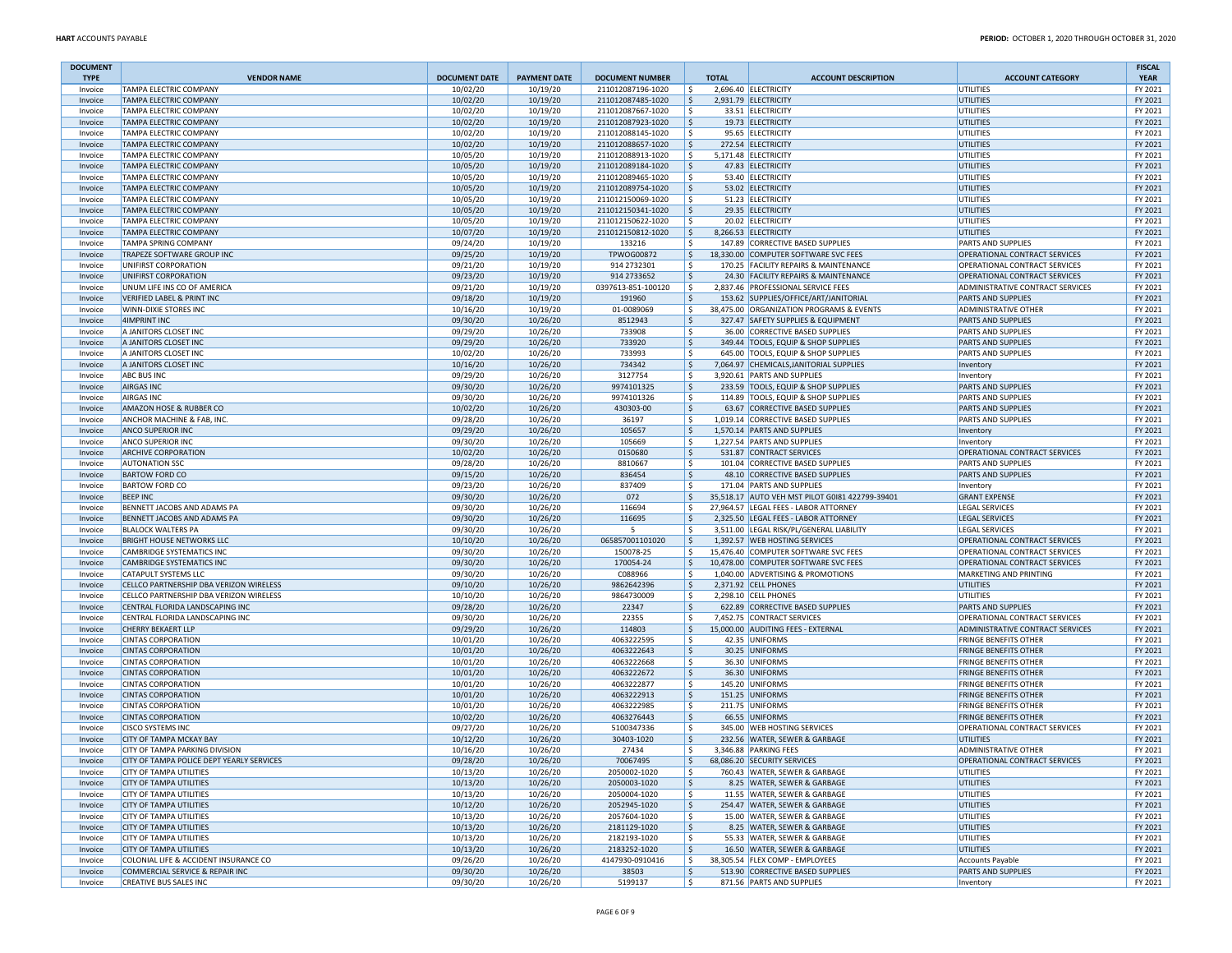| DOCUMENT TYPE | VENDOR NAME | DOCUMENT DATE | PAYMENT DATE | DOCUMENT NUMBER | TOTAL | ACCOUNT DESCRIPTION | ACCOUNT CATEGORY | FISCAL YEAR |
|---|---|---|---|---|---|---|---|---|
| Invoice | TAMPA ELECTRIC COMPANY | 10/02/20 | 10/19/20 | 211012087196-1020 | $ 2,696.40 | ELECTRICITY | UTILITIES | FY 2021 |
| Invoice | TAMPA ELECTRIC COMPANY | 10/02/20 | 10/19/20 | 211012087485-1020 | $ 2,931.79 | ELECTRICITY | UTILITIES | FY 2021 |
| Invoice | TAMPA ELECTRIC COMPANY | 10/02/20 | 10/19/20 | 211012087667-1020 | $ 33.51 | ELECTRICITY | UTILITIES | FY 2021 |
| Invoice | TAMPA ELECTRIC COMPANY | 10/02/20 | 10/19/20 | 211012087923-1020 | $ 19.73 | ELECTRICITY | UTILITIES | FY 2021 |
| Invoice | TAMPA ELECTRIC COMPANY | 10/02/20 | 10/19/20 | 211012088145-1020 | $ 95.65 | ELECTRICITY | UTILITIES | FY 2021 |
| Invoice | TAMPA ELECTRIC COMPANY | 10/02/20 | 10/19/20 | 211012088657-1020 | $ 272.54 | ELECTRICITY | UTILITIES | FY 2021 |
| Invoice | TAMPA ELECTRIC COMPANY | 10/05/20 | 10/19/20 | 211012088913-1020 | $ 5,171.48 | ELECTRICITY | UTILITIES | FY 2021 |
| Invoice | TAMPA ELECTRIC COMPANY | 10/05/20 | 10/19/20 | 211012089184-1020 | $ 47.83 | ELECTRICITY | UTILITIES | FY 2021 |
| Invoice | TAMPA ELECTRIC COMPANY | 10/05/20 | 10/19/20 | 211012089465-1020 | $ 53.40 | ELECTRICITY | UTILITIES | FY 2021 |
| Invoice | TAMPA ELECTRIC COMPANY | 10/05/20 | 10/19/20 | 211012089754-1020 | $ 53.02 | ELECTRICITY | UTILITIES | FY 2021 |
| Invoice | TAMPA ELECTRIC COMPANY | 10/05/20 | 10/19/20 | 211012150069-1020 | $ 51.23 | ELECTRICITY | UTILITIES | FY 2021 |
| Invoice | TAMPA ELECTRIC COMPANY | 10/05/20 | 10/19/20 | 211012150341-1020 | $ 29.35 | ELECTRICITY | UTILITIES | FY 2021 |
| Invoice | TAMPA ELECTRIC COMPANY | 10/05/20 | 10/19/20 | 211012150622-1020 | $ 20.02 | ELECTRICITY | UTILITIES | FY 2021 |
| Invoice | TAMPA ELECTRIC COMPANY | 10/07/20 | 10/19/20 | 211012150812-1020 | $ 8,266.53 | ELECTRICITY | UTILITIES | FY 2021 |
| Invoice | TAMPA SPRING COMPANY | 09/24/20 | 10/19/20 | 133216 | $ 147.89 | CORRECTIVE BASED SUPPLIES | PARTS AND SUPPLIES | FY 2021 |
| Invoice | TRAPEZE SOFTWARE GROUP INC | 09/25/20 | 10/19/20 | TPWOG00872 | $ 18,330.00 | COMPUTER SOFTWARE SVC FEES | OPERATIONAL CONTRACT SERVICES | FY 2021 |
| Invoice | UNIFIRST CORPORATION | 09/21/20 | 10/19/20 | 914 2732301 | $ 170.25 | FACILITY REPAIRS & MAINTENANCE | OPERATIONAL CONTRACT SERVICES | FY 2021 |
| Invoice | UNIFIRST CORPORATION | 09/23/20 | 10/19/20 | 914 2733652 | $ 24.30 | FACILITY REPAIRS & MAINTENANCE | OPERATIONAL CONTRACT SERVICES | FY 2021 |
| Invoice | UNUM LIFE INS CO OF AMERICA | 09/21/20 | 10/19/20 | 0397613-851-100120 | $ 2,837.46 | PROFESSIONAL SERVICE FEES | ADMINISTRATIVE CONTRACT SERVICES | FY 2021 |
| Invoice | VERIFIED LABEL & PRINT INC | 09/18/20 | 10/19/20 | 191960 | $ 153.62 | SUPPLIES/OFFICE/ART/JANITORIAL | PARTS AND SUPPLIES | FY 2021 |
| Invoice | WINN-DIXIE STORES INC | 10/16/20 | 10/19/20 | 01-0089069 | $ 38,475.00 | ORGANIZATION PROGRAMS & EVENTS | ADMINISTRATIVE OTHER | FY 2021 |
| Invoice | 4IMPRINT INC | 09/30/20 | 10/26/20 | 8512943 | $ 327.47 | SAFETY SUPPLIES & EQUIPMENT | PARTS AND SUPPLIES | FY 2021 |
| Invoice | A JANITORS CLOSET INC | 09/29/20 | 10/26/20 | 733908 | $ 36.00 | CORRECTIVE BASED SUPPLIES | PARTS AND SUPPLIES | FY 2021 |
| Invoice | A JANITORS CLOSET INC | 09/29/20 | 10/26/20 | 733920 | $ 349.44 | TOOLS, EQUIP & SHOP SUPPLIES | PARTS AND SUPPLIES | FY 2021 |
| Invoice | A JANITORS CLOSET INC | 10/02/20 | 10/26/20 | 733993 | $ 645.00 | TOOLS, EQUIP & SHOP SUPPLIES | PARTS AND SUPPLIES | FY 2021 |
| Invoice | A JANITORS CLOSET INC | 10/16/20 | 10/26/20 | 734342 | $ 7,064.97 | CHEMICALS,JANITORIAL SUPPLIES | Inventory | FY 2021 |
| Invoice | ABC BUS INC | 09/29/20 | 10/26/20 | 3127754 | $ 3,920.61 | PARTS AND SUPPLIES | Inventory | FY 2021 |
| Invoice | AIRGAS INC | 09/30/20 | 10/26/20 | 9974101325 | $ 233.59 | TOOLS, EQUIP & SHOP SUPPLIES | PARTS AND SUPPLIES | FY 2021 |
| Invoice | AIRGAS INC | 09/30/20 | 10/26/20 | 9974101326 | $ 114.89 | TOOLS, EQUIP & SHOP SUPPLIES | PARTS AND SUPPLIES | FY 2021 |
| Invoice | AMAZON HOSE & RUBBER CO | 10/02/20 | 10/26/20 | 430303-00 | $ 63.67 | CORRECTIVE BASED SUPPLIES | PARTS AND SUPPLIES | FY 2021 |
| Invoice | ANCHOR MACHINE & FAB, INC. | 09/28/20 | 10/26/20 | 36197 | $ 1,019.14 | CORRECTIVE BASED SUPPLIES | PARTS AND SUPPLIES | FY 2021 |
| Invoice | ANCO SUPERIOR INC | 09/29/20 | 10/26/20 | 105657 | $ 1,570.14 | PARTS AND SUPPLIES | Inventory | FY 2021 |
| Invoice | ANCO SUPERIOR INC | 09/30/20 | 10/26/20 | 105669 | $ 1,227.54 | PARTS AND SUPPLIES | Inventory | FY 2021 |
| Invoice | ARCHIVE CORPORATION | 10/02/20 | 10/26/20 | 0150680 | $ 531.87 | CONTRACT SERVICES | OPERATIONAL CONTRACT SERVICES | FY 2021 |
| Invoice | AUTONATION SSC | 09/28/20 | 10/26/20 | 8810667 | $ 101.04 | CORRECTIVE BASED SUPPLIES | PARTS AND SUPPLIES | FY 2021 |
| Invoice | BARTOW FORD CO | 09/15/20 | 10/26/20 | 836454 | $ 48.10 | CORRECTIVE BASED SUPPLIES | PARTS AND SUPPLIES | FY 2021 |
| Invoice | BARTOW FORD CO | 09/23/20 | 10/26/20 | 837409 | $ 171.04 | PARTS AND SUPPLIES | Inventory | FY 2021 |
| Invoice | BEEP INC | 09/30/20 | 10/26/20 | 072 | $ 35,518.17 | AUTO VEH MST PILOT G0I81 422799-39401 | GRANT EXPENSE | FY 2021 |
| Invoice | BENNETT JACOBS AND ADAMS PA | 09/30/20 | 10/26/20 | 116694 | $ 27,964.57 | LEGAL FEES - LABOR ATTORNEY | LEGAL SERVICES | FY 2021 |
| Invoice | BENNETT JACOBS AND ADAMS PA | 09/30/20 | 10/26/20 | 116695 | $ 2,325.50 | LEGAL FEES - LABOR ATTORNEY | LEGAL SERVICES | FY 2021 |
| Invoice | BLALOCK WALTERS PA | 09/30/20 | 10/26/20 | 5 | $ 3,511.00 | LEGAL RISK/PL/GENERAL LIABILITY | LEGAL SERVICES | FY 2021 |
| Invoice | BRIGHT HOUSE NETWORKS LLC | 10/10/20 | 10/26/20 | 065857001101020 | $ 1,392.57 | WEB HOSTING SERVICES | OPERATIONAL CONTRACT SERVICES | FY 2021 |
| Invoice | CAMBRIDGE SYSTEMATICS INC | 09/30/20 | 10/26/20 | 150078-25 | $ 15,476.40 | COMPUTER SOFTWARE SVC FEES | OPERATIONAL CONTRACT SERVICES | FY 2021 |
| Invoice | CAMBRIDGE SYSTEMATICS INC | 09/30/20 | 10/26/20 | 170054-24 | $ 10,478.00 | COMPUTER SOFTWARE SVC FEES | OPERATIONAL CONTRACT SERVICES | FY 2021 |
| Invoice | CATAPULT SYSTEMS LLC | 09/30/20 | 10/26/20 | C088966 | $ 1,040.00 | ADVERTISING & PROMOTIONS | MARKETING AND PRINTING | FY 2021 |
| Invoice | CELLCO PARTNERSHIP DBA VERIZON WIRELESS | 09/10/20 | 10/26/20 | 9862642396 | $ 2,371.92 | CELL PHONES | UTILITIES | FY 2021 |
| Invoice | CELLCO PARTNERSHIP DBA VERIZON WIRELESS | 10/10/20 | 10/26/20 | 9864730009 | $ 2,298.10 | CELL PHONES | UTILITIES | FY 2021 |
| Invoice | CENTRAL FLORIDA LANDSCAPING INC | 09/28/20 | 10/26/20 | 22347 | $ 622.89 | CORRECTIVE BASED SUPPLIES | PARTS AND SUPPLIES | FY 2021 |
| Invoice | CENTRAL FLORIDA LANDSCAPING INC | 09/30/20 | 10/26/20 | 22355 | $ 7,452.75 | CONTRACT SERVICES | OPERATIONAL CONTRACT SERVICES | FY 2021 |
| Invoice | CHERRY BEKAERT LLP | 09/29/20 | 10/26/20 | 114803 | $ 15,000.00 | AUDITING FEES - EXTERNAL | ADMINISTRATIVE CONTRACT SERVICES | FY 2021 |
| Invoice | CINTAS CORPORATION | 10/01/20 | 10/26/20 | 4063222595 | $ 42.35 | UNIFORMS | FRINGE BENEFITS OTHER | FY 2021 |
| Invoice | CINTAS CORPORATION | 10/01/20 | 10/26/20 | 4063222643 | $ 30.25 | UNIFORMS | FRINGE BENEFITS OTHER | FY 2021 |
| Invoice | CINTAS CORPORATION | 10/01/20 | 10/26/20 | 4063222668 | $ 36.30 | UNIFORMS | FRINGE BENEFITS OTHER | FY 2021 |
| Invoice | CINTAS CORPORATION | 10/01/20 | 10/26/20 | 4063222672 | $ 36.30 | UNIFORMS | FRINGE BENEFITS OTHER | FY 2021 |
| Invoice | CINTAS CORPORATION | 10/01/20 | 10/26/20 | 4063222877 | $ 145.20 | UNIFORMS | FRINGE BENEFITS OTHER | FY 2021 |
| Invoice | CINTAS CORPORATION | 10/01/20 | 10/26/20 | 4063222913 | $ 151.25 | UNIFORMS | FRINGE BENEFITS OTHER | FY 2021 |
| Invoice | CINTAS CORPORATION | 10/01/20 | 10/26/20 | 4063222985 | $ 211.75 | UNIFORMS | FRINGE BENEFITS OTHER | FY 2021 |
| Invoice | CINTAS CORPORATION | 10/02/20 | 10/26/20 | 4063276443 | $ 66.55 | UNIFORMS | FRINGE BENEFITS OTHER | FY 2021 |
| Invoice | CISCO SYSTEMS INC | 09/27/20 | 10/26/20 | 5100347336 | $ 345.00 | WEB HOSTING SERVICES | OPERATIONAL CONTRACT SERVICES | FY 2021 |
| Invoice | CITY OF TAMPA MCKAY BAY | 10/12/20 | 10/26/20 | 30403-1020 | $ 232.56 | WATER, SEWER & GARBAGE | UTILITIES | FY 2021 |
| Invoice | CITY OF TAMPA PARKING DIVISION | 10/16/20 | 10/26/20 | 27434 | $ 3,346.88 | PARKING FEES | ADMINISTRATIVE OTHER | FY 2021 |
| Invoice | CITY OF TAMPA POLICE DEPT YEARLY SERVICES | 09/28/20 | 10/26/20 | 70067495 | $ 68,086.20 | SECURITY SERVICES | OPERATIONAL CONTRACT SERVICES | FY 2021 |
| Invoice | CITY OF TAMPA UTILITIES | 10/13/20 | 10/26/20 | 2050002-1020 | $ 760.43 | WATER, SEWER & GARBAGE | UTILITIES | FY 2021 |
| Invoice | CITY OF TAMPA UTILITIES | 10/13/20 | 10/26/20 | 2050003-1020 | $ 8.25 | WATER, SEWER & GARBAGE | UTILITIES | FY 2021 |
| Invoice | CITY OF TAMPA UTILITIES | 10/13/20 | 10/26/20 | 2050004-1020 | $ 11.55 | WATER, SEWER & GARBAGE | UTILITIES | FY 2021 |
| Invoice | CITY OF TAMPA UTILITIES | 10/12/20 | 10/26/20 | 2052945-1020 | $ 254.47 | WATER, SEWER & GARBAGE | UTILITIES | FY 2021 |
| Invoice | CITY OF TAMPA UTILITIES | 10/13/20 | 10/26/20 | 2057604-1020 | $ 15.00 | WATER, SEWER & GARBAGE | UTILITIES | FY 2021 |
| Invoice | CITY OF TAMPA UTILITIES | 10/13/20 | 10/26/20 | 2181129-1020 | $ 8.25 | WATER, SEWER & GARBAGE | UTILITIES | FY 2021 |
| Invoice | CITY OF TAMPA UTILITIES | 10/13/20 | 10/26/20 | 2182193-1020 | $ 55.33 | WATER, SEWER & GARBAGE | UTILITIES | FY 2021 |
| Invoice | CITY OF TAMPA UTILITIES | 10/13/20 | 10/26/20 | 2183252-1020 | $ 16.50 | WATER, SEWER & GARBAGE | UTILITIES | FY 2021 |
| Invoice | COLONIAL LIFE & ACCIDENT INSURANCE CO | 09/26/20 | 10/26/20 | 4147930-0910416 | $ 38,305.54 | FLEX COMP - EMPLOYEES | Accounts Payable | FY 2021 |
| Invoice | COMMERCIAL SERVICE & REPAIR INC | 09/30/20 | 10/26/20 | 38503 | $ 513.90 | CORRECTIVE BASED SUPPLIES | PARTS AND SUPPLIES | FY 2021 |
| Invoice | CREATIVE BUS SALES INC | 09/30/20 | 10/26/20 | 5199137 | $ 871.56 | PARTS AND SUPPLIES | Inventory | FY 2021 |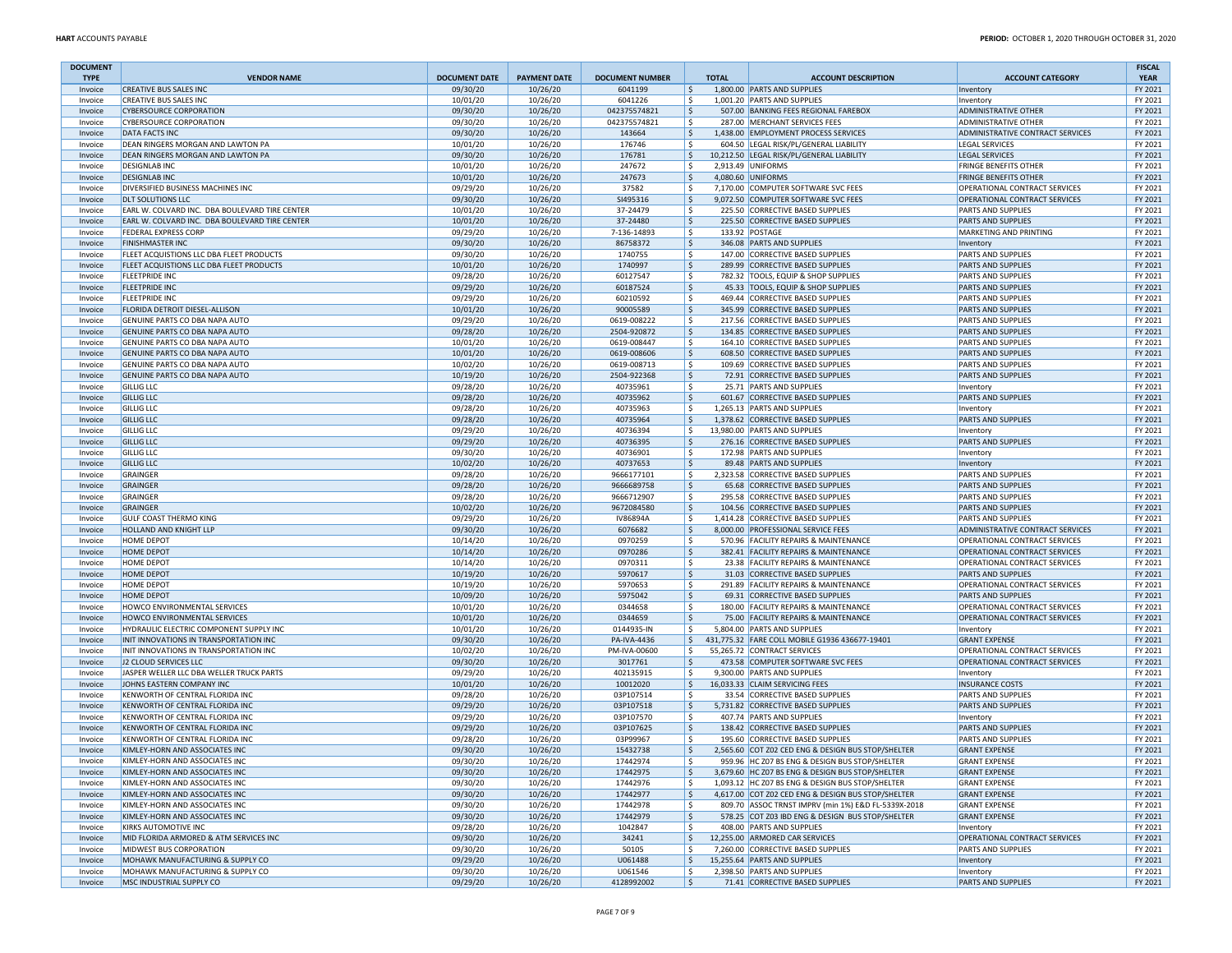| DOCUMENT TYPE | VENDOR NAME | DOCUMENT DATE | PAYMENT DATE | DOCUMENT NUMBER | TOTAL | ACCOUNT DESCRIPTION | ACCOUNT CATEGORY | FISCAL YEAR |
|---|---|---|---|---|---|---|---|---|
| Invoice | CREATIVE BUS SALES INC | 09/30/20 | 10/26/20 | 6041199 | $ 1,800.00 | PARTS AND SUPPLIES | Inventory | FY 2021 |
| Invoice | CREATIVE BUS SALES INC | 10/01/20 | 10/26/20 | 6041226 | $ 1,001.20 | PARTS AND SUPPLIES | Inventory | FY 2021 |
| Invoice | CYBERSOURCE CORPORATION | 09/30/20 | 10/26/20 | 042375574821 | $ 507.00 | BANKING FEES REGIONAL FAREBOX | ADMINISTRATIVE OTHER | FY 2021 |
| Invoice | CYBERSOURCE CORPORATION | 09/30/20 | 10/26/20 | 042375574821 | $ 287.00 | MERCHANT SERVICES FEES | ADMINISTRATIVE OTHER | FY 2021 |
| Invoice | DATA FACTS INC | 09/30/20 | 10/26/20 | 143664 | $ 1,438.00 | EMPLOYMENT PROCESS SERVICES | ADMINISTRATIVE CONTRACT SERVICES | FY 2021 |
| Invoice | DEAN RINGERS MORGAN AND LAWTON PA | 10/01/20 | 10/26/20 | 176746 | $ 604.50 | LEGAL RISK/PL/GENERAL LIABILITY | LEGAL SERVICES | FY 2021 |
| Invoice | DEAN RINGERS MORGAN AND LAWTON PA | 09/30/20 | 10/26/20 | 176781 | $ 10,212.50 | LEGAL RISK/PL/GENERAL LIABILITY | LEGAL SERVICES | FY 2021 |
| Invoice | DESIGNLAB INC | 10/01/20 | 10/26/20 | 247672 | $ 2,913.49 | UNIFORMS | FRINGE BENEFITS OTHER | FY 2021 |
| Invoice | DESIGNLAB INC | 10/01/20 | 10/26/20 | 247673 | $ 4,080.60 | UNIFORMS | FRINGE BENEFITS OTHER | FY 2021 |
| Invoice | DIVERSIFIED BUSINESS MACHINES INC | 09/29/20 | 10/26/20 | 37582 | $ 7,170.00 | COMPUTER SOFTWARE SVC FEES | OPERATIONAL CONTRACT SERVICES | FY 2021 |
| Invoice | DLT SOLUTIONS LLC | 09/30/20 | 10/26/20 | SI495316 | $ 9,072.50 | COMPUTER SOFTWARE SVC FEES | OPERATIONAL CONTRACT SERVICES | FY 2021 |
| Invoice | EARL W. COLVARD INC. DBA BOULEVARD TIRE CENTER | 10/01/20 | 10/26/20 | 37-24479 | $ 225.50 | CORRECTIVE BASED SUPPLIES | PARTS AND SUPPLIES | FY 2021 |
| Invoice | EARL W. COLVARD INC. DBA BOULEVARD TIRE CENTER | 10/01/20 | 10/26/20 | 37-24480 | $ 225.50 | CORRECTIVE BASED SUPPLIES | PARTS AND SUPPLIES | FY 2021 |
| Invoice | FEDERAL EXPRESS CORP | 09/29/20 | 10/26/20 | 7-136-14893 | $ 133.92 | POSTAGE | MARKETING AND PRINTING | FY 2021 |
| Invoice | FINISHMASTER INC | 09/30/20 | 10/26/20 | 86758372 | $ 346.08 | PARTS AND SUPPLIES | Inventory | FY 2021 |
| Invoice | FLEET ACQUISTIONS LLC DBA FLEET PRODUCTS | 09/30/20 | 10/26/20 | 1740755 | $ 147.00 | CORRECTIVE BASED SUPPLIES | PARTS AND SUPPLIES | FY 2021 |
| Invoice | FLEET ACQUISTIONS LLC DBA FLEET PRODUCTS | 10/01/20 | 10/26/20 | 1740997 | $ 289.99 | CORRECTIVE BASED SUPPLIES | PARTS AND SUPPLIES | FY 2021 |
| Invoice | FLEETPRIDE INC | 09/28/20 | 10/26/20 | 60127547 | $ 782.32 | TOOLS, EQUIP & SHOP SUPPLIES | PARTS AND SUPPLIES | FY 2021 |
| Invoice | FLEETPRIDE INC | 09/29/20 | 10/26/20 | 60187524 | $ 45.33 | TOOLS, EQUIP & SHOP SUPPLIES | PARTS AND SUPPLIES | FY 2021 |
| Invoice | FLEETPRIDE INC | 09/29/20 | 10/26/20 | 60210592 | $ 469.44 | CORRECTIVE BASED SUPPLIES | PARTS AND SUPPLIES | FY 2021 |
| Invoice | FLORIDA DETROIT DIESEL-ALLISON | 10/01/20 | 10/26/20 | 90005589 | $ 345.99 | CORRECTIVE BASED SUPPLIES | PARTS AND SUPPLIES | FY 2021 |
| Invoice | GENUINE PARTS CO DBA NAPA AUTO | 09/29/20 | 10/26/20 | 0619-008222 | $ 217.56 | CORRECTIVE BASED SUPPLIES | PARTS AND SUPPLIES | FY 2021 |
| Invoice | GENUINE PARTS CO DBA NAPA AUTO | 09/28/20 | 10/26/20 | 2504-920872 | $ 134.85 | CORRECTIVE BASED SUPPLIES | PARTS AND SUPPLIES | FY 2021 |
| Invoice | GENUINE PARTS CO DBA NAPA AUTO | 10/01/20 | 10/26/20 | 0619-008447 | $ 164.10 | CORRECTIVE BASED SUPPLIES | PARTS AND SUPPLIES | FY 2021 |
| Invoice | GENUINE PARTS CO DBA NAPA AUTO | 10/01/20 | 10/26/20 | 0619-008606 | $ 608.50 | CORRECTIVE BASED SUPPLIES | PARTS AND SUPPLIES | FY 2021 |
| Invoice | GENUINE PARTS CO DBA NAPA AUTO | 10/02/20 | 10/26/20 | 0619-008713 | $ 109.69 | CORRECTIVE BASED SUPPLIES | PARTS AND SUPPLIES | FY 2021 |
| Invoice | GENUINE PARTS CO DBA NAPA AUTO | 10/19/20 | 10/26/20 | 2504-922368 | $ 72.91 | CORRECTIVE BASED SUPPLIES | PARTS AND SUPPLIES | FY 2021 |
| Invoice | GILLIG LLC | 09/28/20 | 10/26/20 | 40735961 | $ 25.71 | PARTS AND SUPPLIES | Inventory | FY 2021 |
| Invoice | GILLIG LLC | 09/28/20 | 10/26/20 | 40735962 | $ 601.67 | CORRECTIVE BASED SUPPLIES | PARTS AND SUPPLIES | FY 2021 |
| Invoice | GILLIG LLC | 09/28/20 | 10/26/20 | 40735963 | $ 1,265.13 | PARTS AND SUPPLIES | Inventory | FY 2021 |
| Invoice | GILLIG LLC | 09/28/20 | 10/26/20 | 40735964 | $ 1,378.62 | CORRECTIVE BASED SUPPLIES | PARTS AND SUPPLIES | FY 2021 |
| Invoice | GILLIG LLC | 09/29/20 | 10/26/20 | 40736394 | $ 13,980.00 | PARTS AND SUPPLIES | Inventory | FY 2021 |
| Invoice | GILLIG LLC | 09/29/20 | 10/26/20 | 40736395 | $ 276.16 | CORRECTIVE BASED SUPPLIES | PARTS AND SUPPLIES | FY 2021 |
| Invoice | GILLIG LLC | 09/30/20 | 10/26/20 | 40736901 | $ 172.98 | PARTS AND SUPPLIES | Inventory | FY 2021 |
| Invoice | GILLIG LLC | 10/02/20 | 10/26/20 | 40737653 | $ 89.48 | PARTS AND SUPPLIES | Inventory | FY 2021 |
| Invoice | GRAINGER | 09/28/20 | 10/26/20 | 9666177101 | $ 2,323.58 | CORRECTIVE BASED SUPPLIES | PARTS AND SUPPLIES | FY 2021 |
| Invoice | GRAINGER | 09/28/20 | 10/26/20 | 9666689758 | $ 65.68 | CORRECTIVE BASED SUPPLIES | PARTS AND SUPPLIES | FY 2021 |
| Invoice | GRAINGER | 09/28/20 | 10/26/20 | 9666712907 | $ 295.58 | CORRECTIVE BASED SUPPLIES | PARTS AND SUPPLIES | FY 2021 |
| Invoice | GRAINGER | 10/02/20 | 10/26/20 | 9672084580 | $ 104.56 | CORRECTIVE BASED SUPPLIES | PARTS AND SUPPLIES | FY 2021 |
| Invoice | GULF COAST THERMO KING | 09/29/20 | 10/26/20 | IV86894A | $ 1,414.28 | CORRECTIVE BASED SUPPLIES | PARTS AND SUPPLIES | FY 2021 |
| Invoice | HOLLAND AND KNIGHT LLP | 09/30/20 | 10/26/20 | 6076682 | $ 8,000.00 | PROFESSIONAL SERVICE FEES | ADMINISTRATIVE CONTRACT SERVICES | FY 2021 |
| Invoice | HOME DEPOT | 10/14/20 | 10/26/20 | 0970259 | $ 570.96 | FACILITY REPAIRS & MAINTENANCE | OPERATIONAL CONTRACT SERVICES | FY 2021 |
| Invoice | HOME DEPOT | 10/14/20 | 10/26/20 | 0970286 | $ 382.41 | FACILITY REPAIRS & MAINTENANCE | OPERATIONAL CONTRACT SERVICES | FY 2021 |
| Invoice | HOME DEPOT | 10/14/20 | 10/26/20 | 0970311 | $ 23.38 | FACILITY REPAIRS & MAINTENANCE | OPERATIONAL CONTRACT SERVICES | FY 2021 |
| Invoice | HOME DEPOT | 10/19/20 | 10/26/20 | 5970617 | $ 31.03 | CORRECTIVE BASED SUPPLIES | PARTS AND SUPPLIES | FY 2021 |
| Invoice | HOME DEPOT | 10/19/20 | 10/26/20 | 5970653 | $ 291.89 | FACILITY REPAIRS & MAINTENANCE | OPERATIONAL CONTRACT SERVICES | FY 2021 |
| Invoice | HOME DEPOT | 10/09/20 | 10/26/20 | 5975042 | $ 69.31 | CORRECTIVE BASED SUPPLIES | PARTS AND SUPPLIES | FY 2021 |
| Invoice | HOWCO ENVIRONMENTAL SERVICES | 10/01/20 | 10/26/20 | 0344658 | $ 180.00 | FACILITY REPAIRS & MAINTENANCE | OPERATIONAL CONTRACT SERVICES | FY 2021 |
| Invoice | HOWCO ENVIRONMENTAL SERVICES | 10/01/20 | 10/26/20 | 0344659 | $ 75.00 | FACILITY REPAIRS & MAINTENANCE | OPERATIONAL CONTRACT SERVICES | FY 2021 |
| Invoice | HYDRAULIC ELECTRIC COMPONENT SUPPLY INC | 10/01/20 | 10/26/20 | 0144935-IN | $ 5,804.00 | PARTS AND SUPPLIES | Inventory | FY 2021 |
| Invoice | INIT INNOVATIONS IN TRANSPORTATION INC | 09/30/20 | 10/26/20 | PA-IVA-4436 | $ 431,775.32 | FARE COLL MOBILE G1936 436677-19401 | GRANT EXPENSE | FY 2021 |
| Invoice | INIT INNOVATIONS IN TRANSPORTATION INC | 10/02/20 | 10/26/20 | PM-IVA-00600 | $ 55,265.72 | CONTRACT SERVICES | OPERATIONAL CONTRACT SERVICES | FY 2021 |
| Invoice | J2 CLOUD SERVICES LLC | 09/30/20 | 10/26/20 | 3017761 | $ 473.58 | COMPUTER SOFTWARE SVC FEES | OPERATIONAL CONTRACT SERVICES | FY 2021 |
| Invoice | JASPER WELLER LLC DBA WELLER TRUCK PARTS | 09/29/20 | 10/26/20 | 402135915 | $ 9,300.00 | PARTS AND SUPPLIES | Inventory | FY 2021 |
| Invoice | JOHNS EASTERN COMPANY INC | 10/01/20 | 10/26/20 | 10012020 | $ 16,033.33 | CLAIM SERVICING FEES | INSURANCE COSTS | FY 2021 |
| Invoice | KENWORTH OF CENTRAL FLORIDA INC | 09/28/20 | 10/26/20 | 03P107514 | $ 33.54 | CORRECTIVE BASED SUPPLIES | PARTS AND SUPPLIES | FY 2021 |
| Invoice | KENWORTH OF CENTRAL FLORIDA INC | 09/29/20 | 10/26/20 | 03P107518 | $ 5,731.82 | CORRECTIVE BASED SUPPLIES | PARTS AND SUPPLIES | FY 2021 |
| Invoice | KENWORTH OF CENTRAL FLORIDA INC | 09/29/20 | 10/26/20 | 03P107570 | $ 407.74 | PARTS AND SUPPLIES | Inventory | FY 2021 |
| Invoice | KENWORTH OF CENTRAL FLORIDA INC | 09/29/20 | 10/26/20 | 03P107625 | $ 138.42 | CORRECTIVE BASED SUPPLIES | PARTS AND SUPPLIES | FY 2021 |
| Invoice | KENWORTH OF CENTRAL FLORIDA INC | 09/28/20 | 10/26/20 | 03P99967 | $ 195.60 | CORRECTIVE BASED SUPPLIES | PARTS AND SUPPLIES | FY 2021 |
| Invoice | KIMLEY-HORN AND ASSOCIATES INC | 09/30/20 | 10/26/20 | 15432738 | $ 2,565.60 | COT Z02 CED ENG & DESIGN BUS STOP/SHELTER | GRANT EXPENSE | FY 2021 |
| Invoice | KIMLEY-HORN AND ASSOCIATES INC | 09/30/20 | 10/26/20 | 17442974 | $ 959.96 | HC Z07 BS ENG & DESIGN BUS STOP/SHELTER | GRANT EXPENSE | FY 2021 |
| Invoice | KIMLEY-HORN AND ASSOCIATES INC | 09/30/20 | 10/26/20 | 17442975 | $ 3,679.60 | HC Z07 BS ENG & DESIGN BUS STOP/SHELTER | GRANT EXPENSE | FY 2021 |
| Invoice | KIMLEY-HORN AND ASSOCIATES INC | 09/30/20 | 10/26/20 | 17442976 | $ 1,093.12 | HC Z07 BS ENG & DESIGN BUS STOP/SHELTER | GRANT EXPENSE | FY 2021 |
| Invoice | KIMLEY-HORN AND ASSOCIATES INC | 09/30/20 | 10/26/20 | 17442977 | $ 4,617.00 | COT Z02 CED ENG & DESIGN BUS STOP/SHELTER | GRANT EXPENSE | FY 2021 |
| Invoice | KIMLEY-HORN AND ASSOCIATES INC | 09/30/20 | 10/26/20 | 17442978 | $ 809.70 | ASSOC TRNST IMPRV (min 1%) E&D FL-5339X-2018 | GRANT EXPENSE | FY 2021 |
| Invoice | KIMLEY-HORN AND ASSOCIATES INC | 09/30/20 | 10/26/20 | 17442979 | $ 578.25 | COT Z03 IBD ENG & DESIGN BUS STOP/SHELTER | GRANT EXPENSE | FY 2021 |
| Invoice | KIRKS AUTOMOTIVE INC | 09/28/20 | 10/26/20 | 1042847 | $ 408.00 | PARTS AND SUPPLIES | Inventory | FY 2021 |
| Invoice | MID FLORIDA ARMORED & ATM SERVICES INC | 09/30/20 | 10/26/20 | 34241 | $ 12,255.00 | ARMORED CAR SERVICES | OPERATIONAL CONTRACT SERVICES | FY 2021 |
| Invoice | MIDWEST BUS CORPORATION | 09/30/20 | 10/26/20 | 50105 | $ 7,260.00 | CORRECTIVE BASED SUPPLIES | PARTS AND SUPPLIES | FY 2021 |
| Invoice | MOHAWK MANUFACTURING & SUPPLY CO | 09/29/20 | 10/26/20 | U061488 | $ 15,255.64 | PARTS AND SUPPLIES | Inventory | FY 2021 |
| Invoice | MOHAWK MANUFACTURING & SUPPLY CO | 09/30/20 | 10/26/20 | U061546 | $ 2,398.50 | PARTS AND SUPPLIES | Inventory | FY 2021 |
| Invoice | MSC INDUSTRIAL SUPPLY CO | 09/29/20 | 10/26/20 | 4128992002 | $ 71.41 | CORRECTIVE BASED SUPPLIES | PARTS AND SUPPLIES | FY 2021 |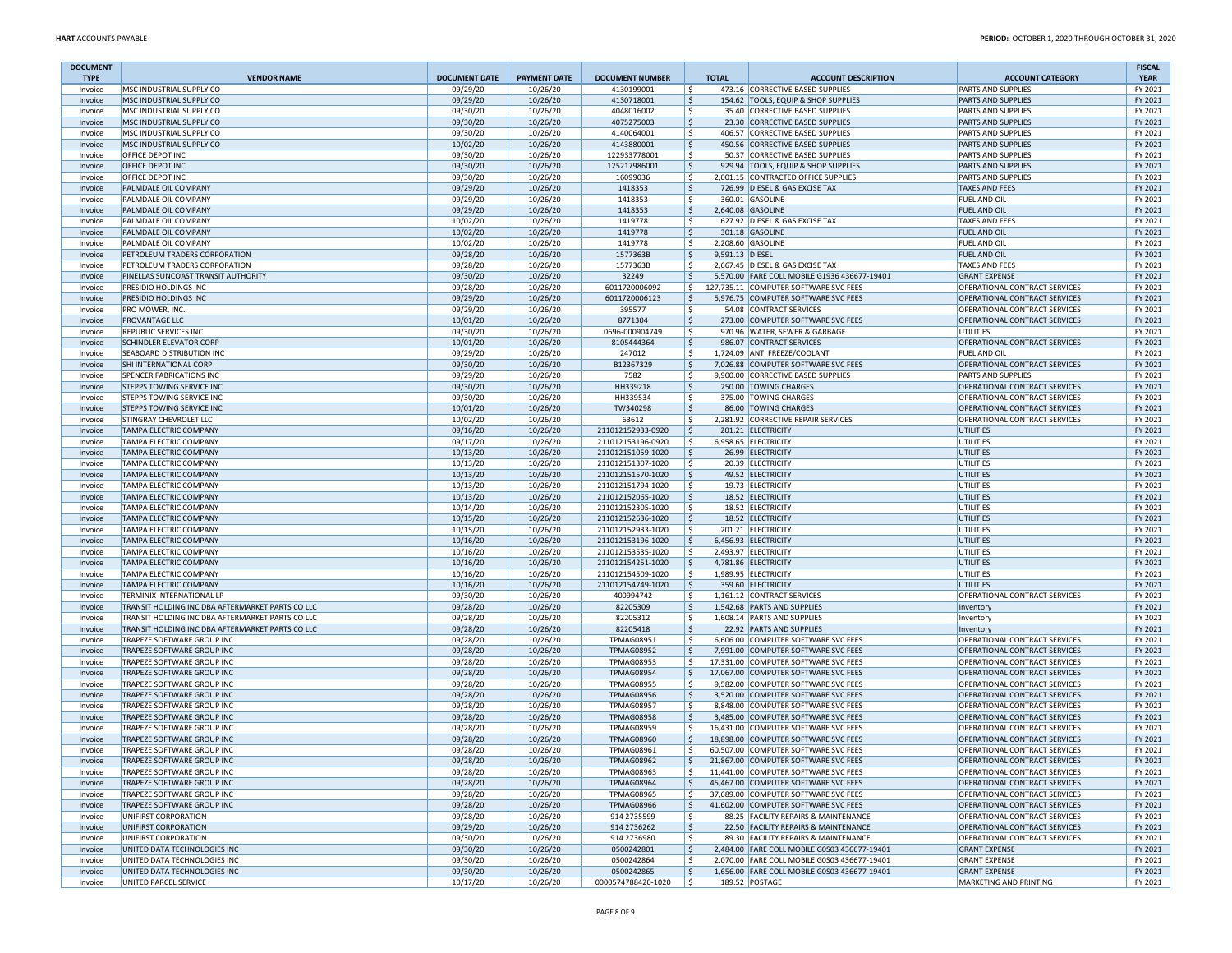| DOCUMENT TYPE | VENDOR NAME | DOCUMENT DATE | PAYMENT DATE | DOCUMENT NUMBER | TOTAL | ACCOUNT DESCRIPTION | ACCOUNT CATEGORY | FISCAL YEAR |
|---|---|---|---|---|---|---|---|---|
| Invoice | MSC INDUSTRIAL SUPPLY CO | 09/29/20 | 10/26/20 | 4130199001 | $ 473.16 | CORRECTIVE BASED SUPPLIES | PARTS AND SUPPLIES | FY 2021 |
| Invoice | MSC INDUSTRIAL SUPPLY CO | 09/28/20 | 10/26/20 | 4130718001 | $ 154.62 | TOOLS, EQUIP & SHOP SUPPLIES | PARTS AND SUPPLIES | FY 2021 |
| Invoice | MSC INDUSTRIAL SUPPLY CO | 09/30/20 | 10/26/20 | 4048016002 | $ 35.40 | CORRECTIVE BASED SUPPLIES | PARTS AND SUPPLIES | FY 2021 |
| Invoice | MSC INDUSTRIAL SUPPLY CO | 09/30/20 | 10/26/20 | 4075275003 | $ 23.30 | CORRECTIVE BASED SUPPLIES | PARTS AND SUPPLIES | FY 2021 |
| Invoice | MSC INDUSTRIAL SUPPLY CO | 09/30/20 | 10/26/20 | 4140064001 | $ 406.57 | CORRECTIVE BASED SUPPLIES | PARTS AND SUPPLIES | FY 2021 |
| Invoice | MSC INDUSTRIAL SUPPLY CO | 10/02/20 | 10/26/20 | 4143880001 | $ 450.56 | CORRECTIVE BASED SUPPLIES | PARTS AND SUPPLIES | FY 2021 |
| Invoice | OFFICE DEPOT INC | 09/30/20 | 10/26/20 | 122933778001 | $ 50.37 | CORRECTIVE BASED SUPPLIES | PARTS AND SUPPLIES | FY 2021 |
| Invoice | OFFICE DEPOT INC | 09/30/20 | 10/26/20 | 125217986001 | $ 929.94 | TOOLS, EQUIP & SHOP SUPPLIES | PARTS AND SUPPLIES | FY 2021 |
| Invoice | OFFICE DEPOT INC | 09/30/20 | 10/26/20 | 16099036 | $ 2,001.15 | CONTRACTED OFFICE SUPPLIES | PARTS AND SUPPLIES | FY 2021 |
| Invoice | PALMDALE OIL COMPANY | 09/29/20 | 10/26/20 | 1418353 | $ 726.99 | DIESEL & GAS EXCISE TAX | TAXES AND FEES | FY 2021 |
| Invoice | PALMDALE OIL COMPANY | 09/29/20 | 10/26/20 | 1418353 | $ 360.01 | GASOLINE | FUEL AND OIL | FY 2021 |
| Invoice | PALMDALE OIL COMPANY | 09/29/20 | 10/26/20 | 1418353 | $ 2,640.08 | GASOLINE | FUEL AND OIL | FY 2021 |
| Invoice | PALMDALE OIL COMPANY | 10/02/20 | 10/26/20 | 1419778 | $ 627.92 | DIESEL & GAS EXCISE TAX | TAXES AND FEES | FY 2021 |
| Invoice | PALMDALE OIL COMPANY | 10/02/20 | 10/26/20 | 1419778 | $ 301.18 | GASOLINE | FUEL AND OIL | FY 2021 |
| Invoice | PALMDALE OIL COMPANY | 10/02/20 | 10/26/20 | 1419778 | $ 2,208.60 | GASOLINE | FUEL AND OIL | FY 2021 |
| Invoice | PETROLEUM TRADERS CORPORATION | 09/28/20 | 10/26/20 | 1577363B | $ 9,591.13 | DIESEL | FUEL AND OIL | FY 2021 |
| Invoice | PETROLEUM TRADERS CORPORATION | 09/28/20 | 10/26/20 | 1577363B | $ 2,667.45 | DIESEL & GAS EXCISE TAX | TAXES AND FEES | FY 2021 |
| Invoice | PINELLAS SUNCOAST TRANSIT AUTHORITY | 09/30/20 | 10/26/20 | 32249 | $ 5,570.00 | FARE COLL MOBILE G1936 436677-19401 | GRANT EXPENSE | FY 2021 |
| Invoice | PRESIDIO HOLDINGS INC | 09/28/20 | 10/26/20 | 6011720006092 | $ 127,735.11 | COMPUTER SOFTWARE SVC FEES | OPERATIONAL CONTRACT SERVICES | FY 2021 |
| Invoice | PRESIDIO HOLDINGS INC | 09/29/20 | 10/26/20 | 6011720006123 | $ 5,976.75 | COMPUTER SOFTWARE SVC FEES | OPERATIONAL CONTRACT SERVICES | FY 2021 |
| Invoice | PRO MOWER, INC. | 09/29/20 | 10/26/20 | 395577 | $ 54.08 | CONTRACT SERVICES | OPERATIONAL CONTRACT SERVICES | FY 2021 |
| Invoice | PROVANTAGE LLC | 10/01/20 | 10/26/20 | 8771304 | $ 273.00 | COMPUTER SOFTWARE SVC FEES | OPERATIONAL CONTRACT SERVICES | FY 2021 |
| Invoice | REPUBLIC SERVICES INC | 09/30/20 | 10/26/20 | 0696-000904749 | $ 970.96 | WATER, SEWER & GARBAGE | UTILITIES | FY 2021 |
| Invoice | SCHINDLER ELEVATOR CORP | 10/01/20 | 10/26/20 | 8105444364 | $ 986.07 | CONTRACT SERVICES | OPERATIONAL CONTRACT SERVICES | FY 2021 |
| Invoice | SEABOARD DISTRIBUTION INC | 09/29/20 | 10/26/20 | 247012 | $ 1,724.09 | ANTI FREEZE/COOLANT | FUEL AND OIL | FY 2021 |
| Invoice | SHI INTERNATIONAL CORP | 09/30/20 | 10/26/20 | B12367329 | $ 7,026.88 | COMPUTER SOFTWARE SVC FEES | OPERATIONAL CONTRACT SERVICES | FY 2021 |
| Invoice | SPENCER FABRICATIONS INC | 09/29/20 | 10/26/20 | 7582 | $ 9,900.00 | CORRECTIVE BASED SUPPLIES | PARTS AND SUPPLIES | FY 2021 |
| Invoice | STEPPS TOWING SERVICE INC | 09/30/20 | 10/26/20 | HH339218 | $ 250.00 | TOWING CHARGES | OPERATIONAL CONTRACT SERVICES | FY 2021 |
| Invoice | STEPPS TOWING SERVICE INC | 09/30/20 | 10/26/20 | HH339534 | $ 375.00 | TOWING CHARGES | OPERATIONAL CONTRACT SERVICES | FY 2021 |
| Invoice | STEPPS TOWING SERVICE INC | 10/01/20 | 10/26/20 | TW340298 | $ 86.00 | TOWING CHARGES | OPERATIONAL CONTRACT SERVICES | FY 2021 |
| Invoice | STINGRAY CHEVROLET LLC | 10/02/20 | 10/26/20 | 63612 | $ 2,281.92 | CORRECTIVE REPAIR SERVICES | OPERATIONAL CONTRACT SERVICES | FY 2021 |
| Invoice | TAMPA ELECTRIC COMPANY | 09/16/20 | 10/26/20 | 211012152933-0920 | $ 201.21 | ELECTRICITY | UTILITIES | FY 2021 |
| Invoice | TAMPA ELECTRIC COMPANY | 09/17/20 | 10/26/20 | 211012153196-0920 | $ 6,958.65 | ELECTRICITY | UTILITIES | FY 2021 |
| Invoice | TAMPA ELECTRIC COMPANY | 10/13/20 | 10/26/20 | 211012151059-1020 | $ 26.99 | ELECTRICITY | UTILITIES | FY 2021 |
| Invoice | TAMPA ELECTRIC COMPANY | 10/13/20 | 10/26/20 | 211012151307-1020 | $ 20.39 | ELECTRICITY | UTILITIES | FY 2021 |
| Invoice | TAMPA ELECTRIC COMPANY | 10/13/20 | 10/26/20 | 211012151570-1020 | $ 49.52 | ELECTRICITY | UTILITIES | FY 2021 |
| Invoice | TAMPA ELECTRIC COMPANY | 10/13/20 | 10/26/20 | 211012151794-1020 | $ 19.73 | ELECTRICITY | UTILITIES | FY 2021 |
| Invoice | TAMPA ELECTRIC COMPANY | 10/13/20 | 10/26/20 | 211012152065-1020 | $ 18.52 | ELECTRICITY | UTILITIES | FY 2021 |
| Invoice | TAMPA ELECTRIC COMPANY | 10/14/20 | 10/26/20 | 211012152305-1020 | $ 18.52 | ELECTRICITY | UTILITIES | FY 2021 |
| Invoice | TAMPA ELECTRIC COMPANY | 10/15/20 | 10/26/20 | 211012152636-1020 | $ 18.52 | ELECTRICITY | UTILITIES | FY 2021 |
| Invoice | TAMPA ELECTRIC COMPANY | 10/15/20 | 10/26/20 | 211012152933-1020 | $ 201.21 | ELECTRICITY | UTILITIES | FY 2021 |
| Invoice | TAMPA ELECTRIC COMPANY | 10/16/20 | 10/26/20 | 211012153196-1020 | $ 6,456.93 | ELECTRICITY | UTILITIES | FY 2021 |
| Invoice | TAMPA ELECTRIC COMPANY | 10/16/20 | 10/26/20 | 211012153535-1020 | $ 2,493.97 | ELECTRICITY | UTILITIES | FY 2021 |
| Invoice | TAMPA ELECTRIC COMPANY | 10/16/20 | 10/26/20 | 211012154251-1020 | $ 4,781.86 | ELECTRICITY | UTILITIES | FY 2021 |
| Invoice | TAMPA ELECTRIC COMPANY | 10/16/20 | 10/26/20 | 211012154509-1020 | $ 1,989.95 | ELECTRICITY | UTILITIES | FY 2021 |
| Invoice | TAMPA ELECTRIC COMPANY | 10/16/20 | 10/26/20 | 211012154749-1020 | $ 359.60 | ELECTRICITY | UTILITIES | FY 2021 |
| Invoice | TERMINIX INTERNATIONAL LP | 09/30/20 | 10/26/20 | 400994742 | $ 1,161.12 | CONTRACT SERVICES | OPERATIONAL CONTRACT SERVICES | FY 2021 |
| Invoice | TRANSIT HOLDING INC DBA AFTERMARKET PARTS CO LLC | 09/28/20 | 10/26/20 | 82205309 | $ 1,542.68 | PARTS AND SUPPLIES | Inventory | FY 2021 |
| Invoice | TRANSIT HOLDING INC DBA AFTERMARKET PARTS CO LLC | 09/28/20 | 10/26/20 | 82205312 | $ 1,608.14 | PARTS AND SUPPLIES | Inventory | FY 2021 |
| Invoice | TRANSIT HOLDING INC DBA AFTERMARKET PARTS CO LLC | 09/28/20 | 10/26/20 | 82205418 | $ 22.92 | PARTS AND SUPPLIES | Inventory | FY 2021 |
| Invoice | TRAPEZE SOFTWARE GROUP INC | 09/28/20 | 10/26/20 | TPMAG08951 | $ 6,606.00 | COMPUTER SOFTWARE SVC FEES | OPERATIONAL CONTRACT SERVICES | FY 2021 |
| Invoice | TRAPEZE SOFTWARE GROUP INC | 09/28/20 | 10/26/20 | TPMAG08952 | $ 7,991.00 | COMPUTER SOFTWARE SVC FEES | OPERATIONAL CONTRACT SERVICES | FY 2021 |
| Invoice | TRAPEZE SOFTWARE GROUP INC | 09/28/20 | 10/26/20 | TPMAG08953 | $ 17,331.00 | COMPUTER SOFTWARE SVC FEES | OPERATIONAL CONTRACT SERVICES | FY 2021 |
| Invoice | TRAPEZE SOFTWARE GROUP INC | 09/28/20 | 10/26/20 | TPMAG08954 | $ 17,067.00 | COMPUTER SOFTWARE SVC FEES | OPERATIONAL CONTRACT SERVICES | FY 2021 |
| Invoice | TRAPEZE SOFTWARE GROUP INC | 09/28/20 | 10/26/20 | TPMAG08955 | $ 9,582.00 | COMPUTER SOFTWARE SVC FEES | OPERATIONAL CONTRACT SERVICES | FY 2021 |
| Invoice | TRAPEZE SOFTWARE GROUP INC | 09/28/20 | 10/26/20 | TPMAG08956 | $ 3,520.00 | COMPUTER SOFTWARE SVC FEES | OPERATIONAL CONTRACT SERVICES | FY 2021 |
| Invoice | TRAPEZE SOFTWARE GROUP INC | 09/28/20 | 10/26/20 | TPMAG08957 | $ 8,848.00 | COMPUTER SOFTWARE SVC FEES | OPERATIONAL CONTRACT SERVICES | FY 2021 |
| Invoice | TRAPEZE SOFTWARE GROUP INC | 09/28/20 | 10/26/20 | TPMAG08958 | $ 3,485.00 | COMPUTER SOFTWARE SVC FEES | OPERATIONAL CONTRACT SERVICES | FY 2021 |
| Invoice | TRAPEZE SOFTWARE GROUP INC | 09/28/20 | 10/26/20 | TPMAG08959 | $ 16,431.00 | COMPUTER SOFTWARE SVC FEES | OPERATIONAL CONTRACT SERVICES | FY 2021 |
| Invoice | TRAPEZE SOFTWARE GROUP INC | 09/28/20 | 10/26/20 | TPMAG08960 | $ 18,898.00 | COMPUTER SOFTWARE SVC FEES | OPERATIONAL CONTRACT SERVICES | FY 2021 |
| Invoice | TRAPEZE SOFTWARE GROUP INC | 09/28/20 | 10/26/20 | TPMAG08961 | $ 60,507.00 | COMPUTER SOFTWARE SVC FEES | OPERATIONAL CONTRACT SERVICES | FY 2021 |
| Invoice | TRAPEZE SOFTWARE GROUP INC | 09/28/20 | 10/26/20 | TPMAG08962 | $ 21,867.00 | COMPUTER SOFTWARE SVC FEES | OPERATIONAL CONTRACT SERVICES | FY 2021 |
| Invoice | TRAPEZE SOFTWARE GROUP INC | 09/28/20 | 10/26/20 | TPMAG08963 | $ 11,441.00 | COMPUTER SOFTWARE SVC FEES | OPERATIONAL CONTRACT SERVICES | FY 2021 |
| Invoice | TRAPEZE SOFTWARE GROUP INC | 09/28/20 | 10/26/20 | TPMAG08964 | $ 45,467.00 | COMPUTER SOFTWARE SVC FEES | OPERATIONAL CONTRACT SERVICES | FY 2021 |
| Invoice | TRAPEZE SOFTWARE GROUP INC | 09/28/20 | 10/26/20 | TPMAG08965 | $ 37,689.00 | COMPUTER SOFTWARE SVC FEES | OPERATIONAL CONTRACT SERVICES | FY 2021 |
| Invoice | TRAPEZE SOFTWARE GROUP INC | 09/28/20 | 10/26/20 | TPMAG08966 | $ 41,602.00 | COMPUTER SOFTWARE SVC FEES | OPERATIONAL CONTRACT SERVICES | FY 2021 |
| Invoice | UNIFIRST CORPORATION | 09/28/20 | 10/26/20 | 914 2735599 | $ 88.25 | FACILITY REPAIRS & MAINTENANCE | OPERATIONAL CONTRACT SERVICES | FY 2021 |
| Invoice | UNIFIRST CORPORATION | 09/29/20 | 10/26/20 | 914 2736262 | $ 22.50 | FACILITY REPAIRS & MAINTENANCE | OPERATIONAL CONTRACT SERVICES | FY 2021 |
| Invoice | UNIFIRST CORPORATION | 09/30/20 | 10/26/20 | 914 2736980 | $ 89.30 | FACILITY REPAIRS & MAINTENANCE | OPERATIONAL CONTRACT SERVICES | FY 2021 |
| Invoice | UNITED DATA TECHNOLOGIES INC | 09/30/20 | 10/26/20 | 0500242801 | $ 2,484.00 | FARE COLL MOBILE G0S03 436677-19401 | GRANT EXPENSE | FY 2021 |
| Invoice | UNITED DATA TECHNOLOGIES INC | 09/30/20 | 10/26/20 | 0500242864 | $ 2,070.00 | FARE COLL MOBILE G0S03 436677-19401 | GRANT EXPENSE | FY 2021 |
| Invoice | UNITED DATA TECHNOLOGIES INC | 09/30/20 | 10/26/20 | 0500242865 | $ 1,656.00 | FARE COLL MOBILE G0S03 436677-19401 | GRANT EXPENSE | FY 2021 |
| Invoice | UNITED PARCEL SERVICE | 10/17/20 | 10/26/20 | 0000574788420-1020 | $ 189.52 | POSTAGE | MARKETING AND PRINTING | FY 2021 |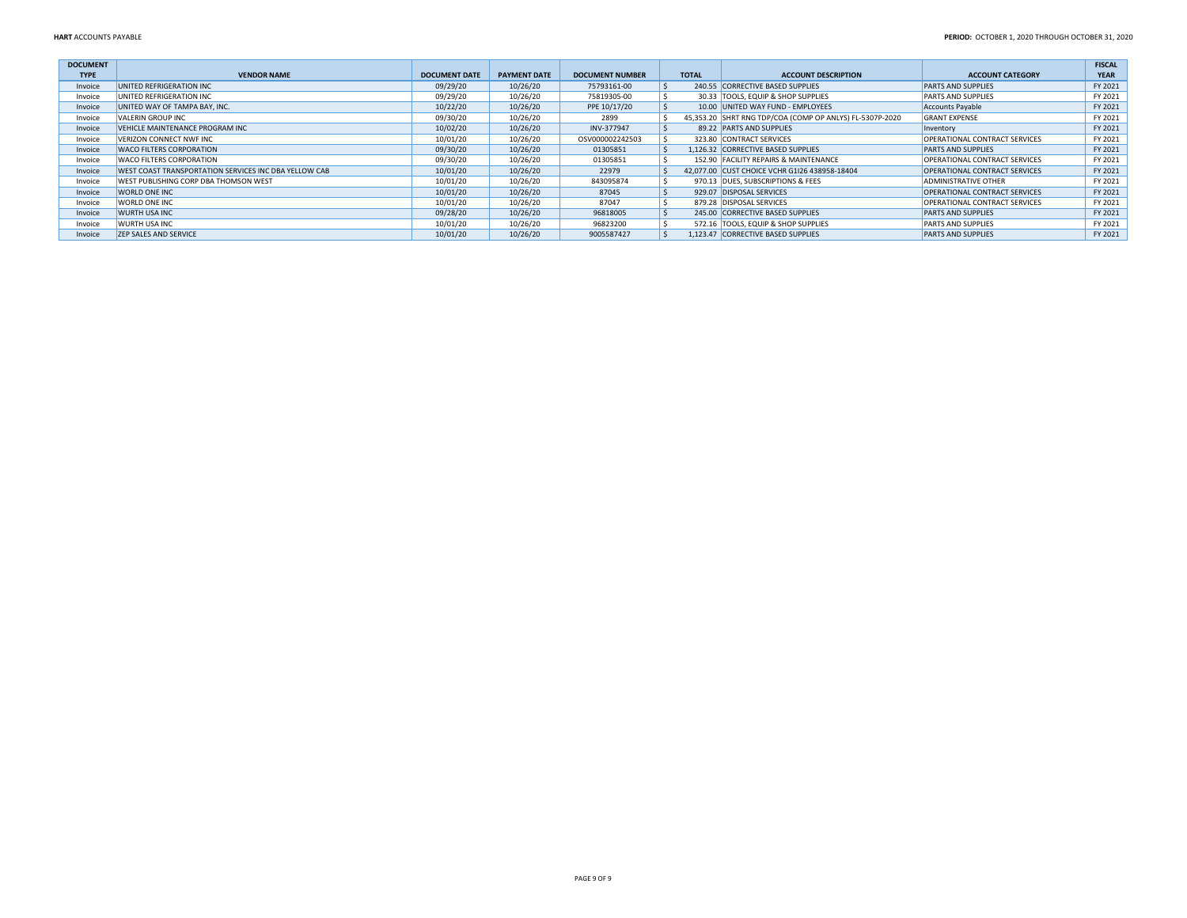| DOCUMENT TYPE | VENDOR NAME | DOCUMENT DATE | PAYMENT DATE | DOCUMENT NUMBER | TOTAL | ACCOUNT DESCRIPTION | ACCOUNT CATEGORY | FISCAL YEAR |
|---|---|---|---|---|---|---|---|---|
| Invoice | UNITED REFRIGERATION INC | 09/29/20 | 10/26/20 | 75793161-00 | $ 240.55 | CORRECTIVE BASED SUPPLIES | PARTS AND SUPPLIES | FY 2021 |
| Invoice | UNITED REFRIGERATION INC | 09/29/20 | 10/26/20 | 75819305-00 | $ 30.33 | TOOLS, EQUIP & SHOP SUPPLIES | PARTS AND SUPPLIES | FY 2021 |
| Invoice | UNITED WAY OF TAMPA BAY, INC. | 10/22/20 | 10/26/20 | PPE 10/17/20 | $ 10.00 | UNITED WAY FUND - EMPLOYEES | Accounts Payable | FY 2021 |
| Invoice | VALERIN GROUP INC | 09/30/20 | 10/26/20 | 2899 | $ 45,353.20 | SHRT RNG TDP/COA (COMP OP ANLYS) FL-5307P-2020 | GRANT EXPENSE | FY 2021 |
| Invoice | VEHICLE MAINTENANCE PROGRAM INC | 10/02/20 | 10/26/20 | INV-377947 | $ 89.22 | PARTS AND SUPPLIES | Inventory | FY 2021 |
| Invoice | VERIZON CONNECT NWF INC | 10/01/20 | 10/26/20 | OSV000002242503 | $ 323.80 | CONTRACT SERVICES | OPERATIONAL CONTRACT SERVICES | FY 2021 |
| Invoice | WACO FILTERS CORPORATION | 09/30/20 | 10/26/20 | 01305851 | $ 1,126.32 | CORRECTIVE BASED SUPPLIES | PARTS AND SUPPLIES | FY 2021 |
| Invoice | WACO FILTERS CORPORATION | 09/30/20 | 10/26/20 | 01305851 | $ 152.90 | FACILITY REPAIRS & MAINTENANCE | OPERATIONAL CONTRACT SERVICES | FY 2021 |
| Invoice | WEST COAST TRANSPORTATION SERVICES INC DBA YELLOW CAB | 10/01/20 | 10/26/20 | 22979 | $ 42,077.00 | CUST CHOICE VCHR G1I26 438958-18404 | OPERATIONAL CONTRACT SERVICES | FY 2021 |
| Invoice | WEST PUBLISHING CORP DBA THOMSON WEST | 10/01/20 | 10/26/20 | 843095874 | $ 970.13 | DUES, SUBSCRIPTIONS & FEES | ADMINISTRATIVE OTHER | FY 2021 |
| Invoice | WORLD ONE INC | 10/01/20 | 10/26/20 | 87045 | $ 929.07 | DISPOSAL SERVICES | OPERATIONAL CONTRACT SERVICES | FY 2021 |
| Invoice | WORLD ONE INC | 10/01/20 | 10/26/20 | 87047 | $ 879.28 | DISPOSAL SERVICES | OPERATIONAL CONTRACT SERVICES | FY 2021 |
| Invoice | WURTH USA INC | 09/28/20 | 10/26/20 | 96818005 | $ 245.00 | CORRECTIVE BASED SUPPLIES | PARTS AND SUPPLIES | FY 2021 |
| Invoice | WURTH USA INC | 10/01/20 | 10/26/20 | 96823200 | $ 572.16 | TOOLS, EQUIP & SHOP SUPPLIES | PARTS AND SUPPLIES | FY 2021 |
| Invoice | ZEP SALES AND SERVICE | 10/01/20 | 10/26/20 | 9005587427 | $ 1,123.47 | CORRECTIVE BASED SUPPLIES | PARTS AND SUPPLIES | FY 2021 |